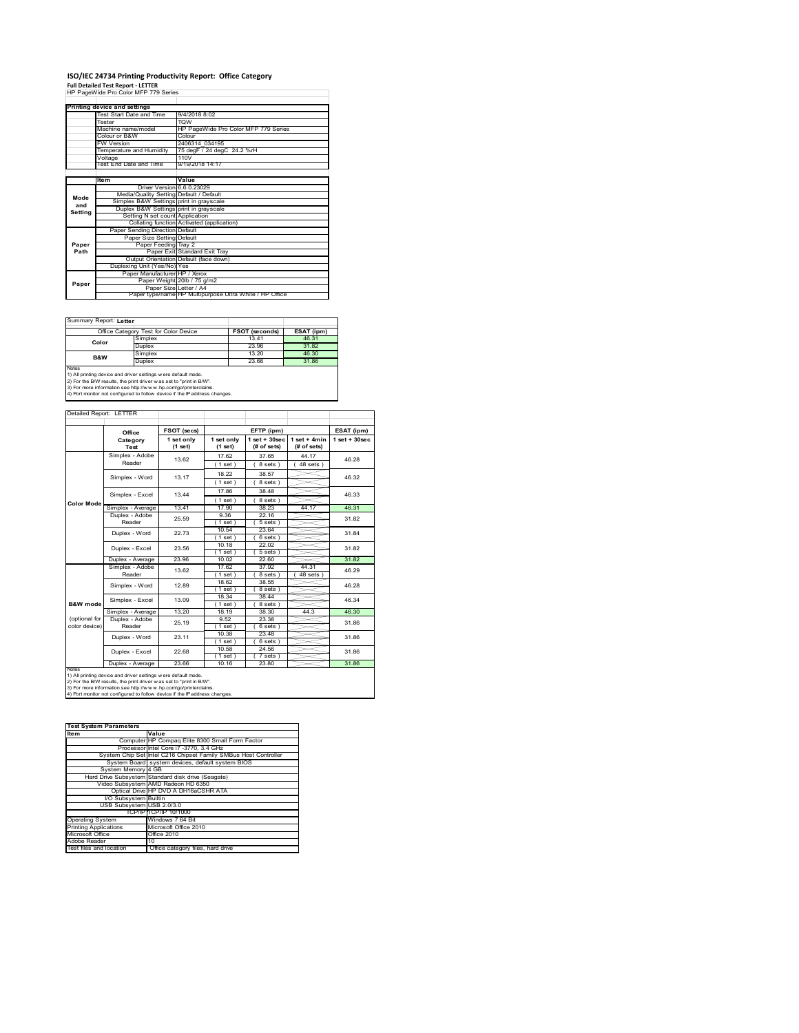# ISO/IEC 24734 Printing Productivity Report: Office Category

**Full Detailed Test Report - LETTER**

HP PageWide Pro Color MFP 779 Series

| Printing device and settings | |
|---|---|
| Test Start Date and Time | 9/4/2018 8:02 |
| Tester | TQW |
| Machine name/model | HP PageWide Pro Color MFP 779 Series |
| Colour or B&W | Colour |
| FW Version | 2406314_034195 |
| Temperature and Humidity | 75 degF / 24 degC 24.2 %rH |
| Voltage | 110V |
| Test End Date and Time | 9/19/2018 14:17 |

| | Item | Value |
|---|---|---|
| Mode and Setting | Driver Version | 6.6.0.23029 |
| | Media/Quality Setting | Default / Default |
| | Simplex B&W Settings | print in grayscale |
| | Duplex B&W Settings | print in grayscale |
| | Setting N set count | Application |
| | Collating function | Activated (application) |
| Paper Path | Paper Sending Direction | Default |
| | Paper Size Setting | Default |
| | Paper Feeding | Tray 2 |
| | Paper Exit | Standard Exit Tray |
| | Output Orientation | Default (face down) |
| | Duplexing Unit (Yes/No) | Yes |
| Paper | Paper Manufacturer | HP / Xerox |
| | Paper Weight | 20lb / 75 g/m2 |
| | Paper Size | Letter / A4 |
| | Paper type/name | HP Multipurpose Ultra White / HP Office |

Summary Report: **Letter**

| Office Category Test for Color Device | | FSOT (seconds) | ESAT (ipm) |
|---|---|---|---|
| Color | Simplex | 13.41 | 46.31 |
| | Duplex | 23.96 | 31.82 |
| B&W | Simplex | 13.20 | 46.30 |
| | Duplex | 23.66 | 31.86 |

Notes
1) All printing device and driver settings were default mode.
2) For the B/W results, the print driver was set to "print in B/W".
3) For more information see http://www.hp.com/go/printerclaims.
4) Port monitor not configured to follow device if the IP address changes.

Detailed Report: LETTER

| | Office Category Test | FSOT (secs) 1 set only (1 set) | EFTP (ipm) 1 set only (1 set) | EFTP (ipm) 1 set + 30sec (# of sets) | EFTP (ipm) 1 set + 4min (# of sets) | ESAT (ipm) 1 set + 30sec |
|---|---|---|---|---|---|---|
| Color Mode | Simplex - Adobe Reader | 13.62 | 17.62 (1 set) | 37.65 (8 sets) | 44.17 (48 sets) | 46.28 |
| | Simplex - Word | 13.17 | 18.22 (1 set) | 38.57 (8 sets) | | 46.32 |
| | Simplex - Excel | 13.44 | 17.86 (1 set) | 38.48 (8 sets) | | 46.33 |
| | Simplex - Average | 13.41 | 17.90 | 38.23 | 44.17 | 46.31 |
| | Duplex - Adobe Reader | 25.59 | 9.36 (1 set) | 22.16 (5 sets) | | 31.82 |
| | Duplex - Word | 22.73 | 10.54 (1 set) | 23.64 (6 sets) | | 31.84 |
| | Duplex - Excel | 23.56 | 10.18 (1 set) | 22.02 (5 sets) | | 31.82 |
| | Duplex - Average | 23.96 | 10.02 | 22.60 | | 31.82 |
| B&W mode (optional for color device) | Simplex - Adobe Reader | 13.62 | 17.62 (1 set) | 37.92 (8 sets) | 44.31 (48 sets) | 46.29 |
| | Simplex - Word | 12.89 | 18.62 (1 set) | 38.55 (8 sets) | | 46.28 |
| | Simplex - Excel | 13.09 | 18.34 (1 set) | 38.44 (8 sets) | | 46.34 |
| | Simplex - Average | 13.20 | 18.19 | 38.30 | 44.3 | 46.30 |
| | Duplex - Adobe Reader | 25.19 | 9.52 (1 set) | 23.38 (6 sets) | | 31.86 |
| | Duplex - Word | 23.11 | 10.38 (1 set) | 23.48 (6 sets) | | 31.86 |
| | Duplex - Excel | 22.68 | 10.58 (1 set) | 24.56 (7 sets) | | 31.86 |
| | Duplex - Average | 23.66 | 10.16 | 23.80 | | 31.86 |

Notes
1) All printing device and driver settings were default mode.
2) For the B/W results, the print driver was set to "print in B/W".
3) For more information see http://www.hp.com/go/printerclaims.
4) Port monitor not configured to follow device if the IP address changes.

| Test System Parameters | |
|---|---|
| **Item** | **Value** |
| Computer | HP Compaq Elite 8300 Small Form Factor |
| Processor | Intel Core i7 -3770, 3.4 GHz |
| System Chip Set | Intel C216 Chipset Family SMBus Host Controller |
| System Board | system devices, default system BIOS |
| System Memory | 4 GB |
| Hard Drive Subsystem | Standard disk drive (Seagate) |
| Video Subsystem | AMD Radeon HD 6350 |
| Optical Drive | HP DVD A DH16aCSHR ATA |
| I/O Subsystem | Builtin |
| USB Subsystem | USB 2.0/3.0 |
| TCP/IP | TCP/IP 10/1000 |
| Operating System | Windows 7 64 Bit |
| Printing Applications | Microsoft Office 2010 |
| Microsoft Office | Office 2010 |
| Adobe Reader | 10 |
| Test files and location | Office category files, hard drive |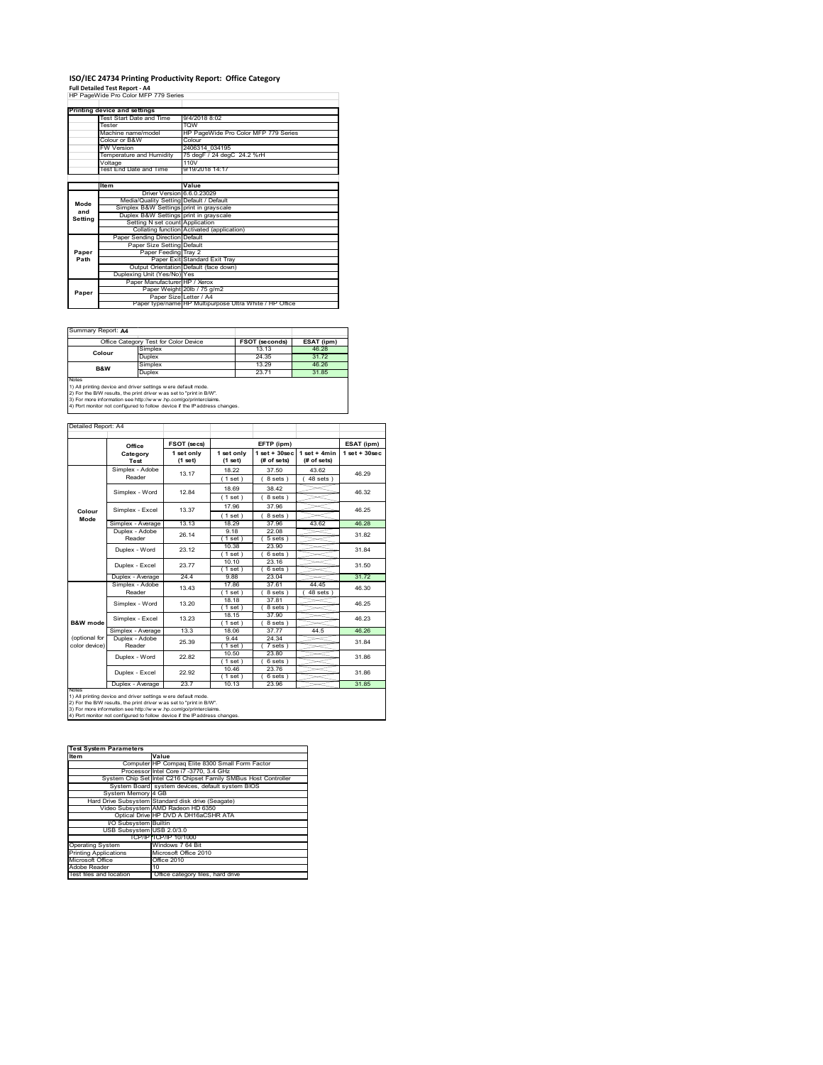# ISO/IEC 24734 Printing Productivity Report: Office Category

**Full Detailed Test Report - A4**

HP PageWide Pro Color MFP 779 Series

| Printing device and settings | |
|---|---|
| Test Start Date and Time | 9/4/2018 8:02 |
| Tester | TQW |
| Machine name/model | HP PageWide Pro Color MFP 779 Series |
| Colour or B&W | Colour |
| FW Version | 2406314_034195 |
| Temperature and Humidity | 75 degF / 24 degC 24.2 %rH |
| Voltage | 110V |
| Test End Date and Time | 9/19/2018 14:17 |

| | Item | Value |
|---|---|---|
| Mode and Setting | Driver Version | 6.6.0.23029 |
| | Media/Quality Setting | Default / Default |
| | Simplex B&W Settings | print in grayscale |
| | Duplex B&W Settings | print in grayscale |
| | Setting N set count | Application |
| | Collating function | Activated (application) |
| Paper Path | Paper Sending Direction | Default |
| | Paper Size Setting | Default |
| | Paper Feeding | Tray 2 |
| | Paper Exit | Standard Exit Tray |
| | Output Orientation | Default (face down) |
| | Duplexing Unit (Yes/No) | Yes |
| Paper | Paper Manufacturer | HP / Xerox |
| | Paper Weight | 20lb / 75 g/m2 |
| | Paper Size | Letter / A4 |
| | Paper type/name | HP Multipurpose Ultra White / HP Office |

Summary Report: **A4**

| Office Category Test for Color Device | | FSOT (seconds) | ESAT (ipm) |
|---|---|---|---|
| Colour | Simplex | 13.13 | 46.28 |
| | Duplex | 24.35 | 31.72 |
| B&W | Simplex | 13.29 | 46.26 |
| | Duplex | 23.71 | 31.85 |

Notes
1) All printing device and driver settings were default mode.
2) For the B/W results, the print driver was set to "print in B/W".
3) For more information see http://www.hp.com/go/printerclaims.
4) Port monitor not configured to follow device if the IP address changes.

Detailed Report: A4

| | Office Category Test | FSOT (secs) 1 set only (1 set) | EFTP (ipm) 1 set only (1 set) | EFTP (ipm) 1 set + 30sec (# of sets) | EFTP (ipm) 1 set + 4min (# of sets) | ESAT (ipm) 1 set + 30sec |
|---|---|---|---|---|---|---|
| Colour Mode | Simplex - Adobe Reader | 13.17 | 18.22 (1 set) | 37.50 (8 sets) | 43.62 (48 sets) | 46.29 |
| | Simplex - Word | 12.84 | 18.69 (1 set) | 38.42 (8 sets) | | 46.32 |
| | Simplex - Excel | 13.37 | 17.96 (1 set) | 37.96 (8 sets) | | 46.25 |
| | Simplex - Average | 13.13 | 18.29 | 37.96 | 43.62 | 46.28 |
| | Duplex - Adobe Reader | 26.14 | 9.18 (1 set) | 22.08 (5 sets) | | 31.82 |
| | Duplex - Word | 23.12 | 10.38 (1 set) | 23.90 (6 sets) | | 31.84 |
| | Duplex - Excel | 23.77 | 10.10 (1 set) | 23.16 (6 sets) | | 31.50 |
| | Duplex - Average | 24.4 | 9.88 | 23.04 | | 31.72 |
| B&W mode (optional for color device) | Simplex - Adobe Reader | 13.43 | 17.86 (1 set) | 37.61 (8 sets) | 44.45 (48 sets) | 46.30 |
| | Simplex - Word | 13.20 | 18.18 (1 set) | 37.81 (8 sets) | | 46.25 |
| | Simplex - Excel | 13.23 | 18.15 (1 set) | 37.90 (8 sets) | | 46.23 |
| | Simplex - Average | 13.3 | 18.06 | 37.77 | 44.5 | 46.26 |
| | Duplex - Adobe Reader | 25.39 | 9.44 (1 set) | 24.34 (7 sets) | | 31.84 |
| | Duplex - Word | 22.82 | 10.50 (1 set) | 23.80 (6 sets) | | 31.86 |
| | Duplex - Excel | 22.92 | 10.46 (1 set) | 23.76 (6 sets) | | 31.86 |
| | Duplex - Average | 23.7 | 10.13 | 23.96 | | 31.85 |

Notes
1) All printing device and driver settings were default mode.
2) For the B/W results, the print driver was set to "print in B/W".
3) For more information see http://www.hp.com/go/printerclaims.
4) Port monitor not configured to follow device if the IP address changes.

| Test System Parameters | |
|---|---|
| **Item** | **Value** |
| Computer | HP Compaq Elite 8300 Small Form Factor |
| Processor | Intel Core i7 -3770, 3.4 GHz |
| System Chip Set | Intel C216 Chipset Family SMBus Host Controller |
| System Board | system devices, default system BIOS |
| System Memory | 4 GB |
| Hard Drive Subsystem | Standard disk drive (Seagate) |
| Video Subsystem | AMD Radeon HD 6350 |
| Optical Drive | HP DVD A DH16aCSHR ATA |
| I/O Subsystem | Builtin |
| USB Subsystem | USB 2.0/3.0 |
| TCP/IP | TCP/IP 10/1000 |
| Operating System | Windows 7 64 Bit |
| Printing Applications | Microsoft Office 2010 |
| Microsoft Office | Office 2010 |
| Adobe Reader | 10 |
| Test files and location | Office category files, hard drive |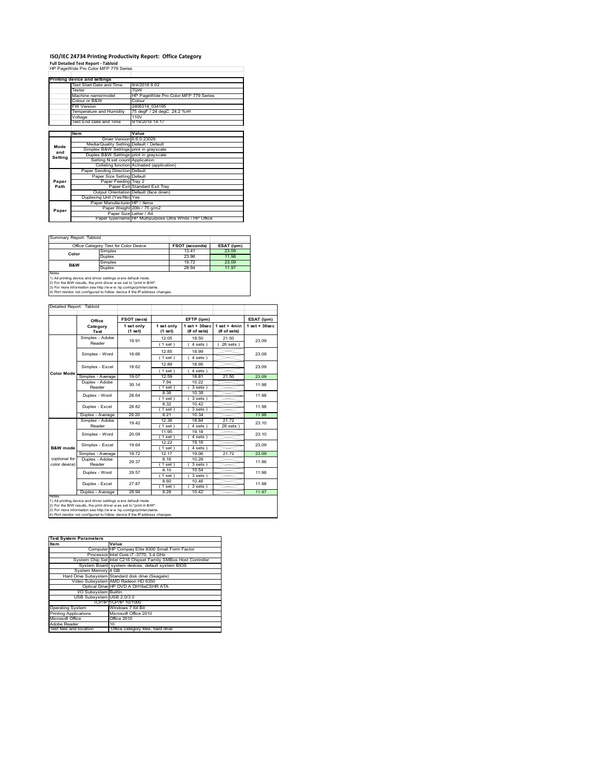# ISO/IEC 24734 Printing Productivity Report: Office Category

**Full Detailed Test Report - Tabloid**

HP PageWide Pro Color MFP 779 Series

| Printing device and settings | |
|---|---|
| Test Start Date and Time | 9/4/2018 8:02 |
| Tester | TQW |
| Machine name/model | HP PageWide Pro Color MFP 779 Series |
| Colour or B&W | Colour |
| FW Version | 2406314_034195 |
| Temperature and Humidity | 75 degF / 24 degC 24.2 %rH |
| Voltage | 110V |
| Test End Date and Time | 9/19/2018 14:17 |

| | Item | Value |
|---|---|---|
| Mode and Setting | Driver Version | 6.6.0.23029 |
| | Media/Quality Setting | Default / Default |
| | Simplex B&W Settings | print in grayscale |
| | Duplex B&W Settings | print in grayscale |
| | Setting N set count | Application |
| | Collating function | Activated (application) |
| Paper Path | Paper Sending Direction | Default |
| | Paper Size Setting | Default |
| | Paper Feeding | Tray 2 |
| | Paper Exit | Standard Exit Tray |
| | Output Orientation | Default (face down) |
| | Duplexing Unit (Yes/No) | Yes |
| Paper | Paper Manufacturer | HP / Xerox |
| | Paper Weight | 20lb / 75 g/m2 |
| | Paper Size | Letter / A4 |
| | Paper type/name | HP Multipurpose Ultra White / HP Office |

Summary Report: Tabloid

| Office Category Test for Color Device | | FSOT (seconds) | ESAT (ipm) |
|---|---|---|---|
| Color | Simplex | 13.41 | 23.09 |
| | Duplex | 23.96 | 11.98 |
| B&W | Simplex | 19.72 | 23.09 |
| | Duplex | 28.94 | 11.97 |

Notes
1) All printing device and driver settings were default mode.
2) For the B/W results, the print driver was set to "print in B/W".
3) For more information see http://www.hp.com/go/printerclaims.
4) Port monitor not configured to follow device if the IP address changes.

Detailed Report: Tabloid

| | Office Category Test | FSOT (secs) 1 set only (1 set) | EFTP (ipm) 1 set only (1 set) | EFTP (ipm) 1 set + 30sec (# of sets) | EFTP (ipm) 1 set + 4min (# of sets) | ESAT (ipm) 1 set + 30sec |
|---|---|---|---|---|---|---|
| Color Mode | Simplex - Adobe Reader | 19.91 | 12.05 (1 set) | 18.50 (4 sets) | 21.50 (26 sets) | 23.09 |
| | Simplex - Word | 18.66 | 12.85 (1 set) | 18.99 (4 sets) | | 23.09 |
| | Simplex - Excel | 18.62 | 12.89 (1 set) | 18.95 (4 sets) | | 23.09 |
| | Simplex - Average | 19.07 | 12.59 | 18.81 | 21.50 | 23.09 |
| | Duplex - Adobe Reader | 30.14 | 7.94 (1 set) | 10.22 (3 sets) | | 11.98 |
| | Duplex - Word | 28.64 | 8.38 (1 set) | 10.38 (3 sets) | | 11.98 |
| | Duplex - Excel | 28.82 | 8.32 (1 set) | 10.42 (3 sets) | | 11.98 |
| | Duplex - Average | 29.20 | 8.21 | 10.34 | | 11.98 |
| B&W mode (optional for color device) | Simplex - Adobe Reader | 19.42 | 12.36 (1 set) | 18.84 (4 sets) | 21.72 (26 sets) | 23.10 |
| | Simplex - Word | 20.09 | 11.95 (1 set) | 19.18 (4 sets) | | 23.10 |
| | Simplex - Excel | 19.64 | 12.22 (1 set) | 19.16 (4 sets) | | 23.09 |
| | Simplex - Average | 19.72 | 12.17 | 19.06 | 21.72 | 23.09 |
| | Duplex - Adobe Reader | 29.37 | 8.16 (1 set) | 10.28 (3 sets) | | 11.96 |
| | Duplex - Word | 29.57 | 8.10 (1 set) | 10.54 (3 sets) | | 11.98 |
| | Duplex - Excel | 27.87 | 8.60 (1 set) | 10.46 (3 sets) | | 11.98 |
| | Duplex - Average | 28.94 | 8.28 | 10.42 | | 11.97 |

Notes
1) All printing device and driver settings were default mode.
2) For the B/W results, the print driver was set to "print in B/W".
3) For more information see http://www.hp.com/go/printerclaims.
4) Port monitor not configured to follow device if the IP address changes.

| Test System Parameters | |
|---|---|
| Item | Value |
| Computer | HP Compaq Elite 8300 Small Form Factor |
| Processor | Intel Core i7 -3770, 3.4 GHz |
| System Chip Set | Intel C216 Chipset Family SMBus Host Controller |
| System Board | system devices, default system BIOS |
| System Memory | 4 GB |
| Hard Drive Subsystem | Standard disk drive (Seagate) |
| Video Subsystem | AMD Radeon HD 6350 |
| Optical Drive | HP DVD A DH16aCSHR ATA |
| I/O Subsystem | Builtin |
| USB Subsystem | USB 2.0/3.0 |
| TCP/IP | TCP/IP 10/1000 |
| Operating System | Windows 7 64 Bit |
| Printing Applications | Microsoft Office 2010 |
| Microsoft Office | Office 2010 |
| Adobe Reader | 10 |
| Test files and location | Office category files, hard drive |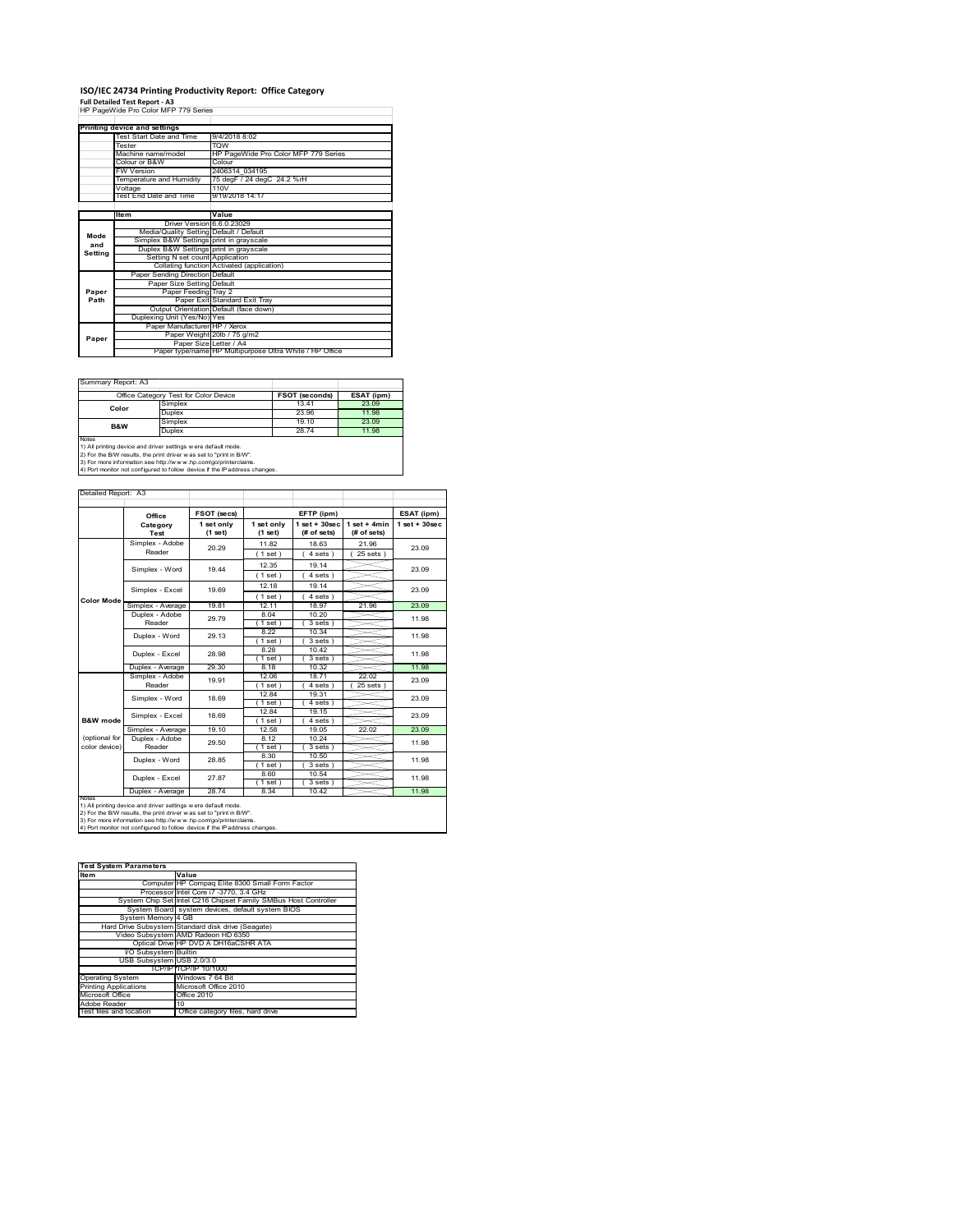# ISO/IEC 24734 Printing Productivity Report: Office Category

**Full Detailed Test Report - A3**

HP PageWide Pro Color MFP 779 Series

| Printing device and settings | |
|---|---|
| Test Start Date and Time | 9/4/2018 8:02 |
| Tester | TQW |
| Machine name/model | HP PageWide Pro Color MFP 779 Series |
| Colour or B&W | Colour |
| FW Version | 2406314_034195 |
| Temperature and Humidity | 75 degF / 24 degC 24.2 %rH |
| Voltage | 110V |
| Test End Date and Time | 9/19/2018 14:17 |

| | Item | Value |
|---|---|---|
| Mode and Setting | Driver Version | 6.6.0.23029 |
| | Media/Quality Setting | Default / Default |
| | Simplex B&W Settings | print in grayscale |
| | Duplex B&W Settings | print in grayscale |
| | Setting N set count | Application |
| | Collating function | Activated (application) |
| Paper Path | Paper Sending Direction | Default |
| | Paper Size Setting | Default |
| | Paper Feeding | Tray 2 |
| | Paper Exit | Standard Exit Tray |
| | Output Orientation | Default (face down) |
| | Duplexing Unit (Yes/No) | Yes |
| Paper | Paper Manufacturer | HP / Xerox |
| | Paper Weight | 20lb / 75 g/m2 |
| | Paper Size | Letter / A4 |
| | Paper type/name | HP Multipurpose Ultra White / HP Office |

Summary Report: A3

| Office Category Test for Color Device | | FSOT (seconds) | ESAT (ipm) |
|---|---|---|---|
| Color | Simplex | 13.41 | 23.09 |
| | Duplex | 23.96 | 11.98 |
| B&W | Simplex | 19.10 | 23.09 |
| | Duplex | 28.74 | 11.98 |

Notes
1) All printing device and driver settings were default mode.
2) For the B/W results, the print driver was set to "print in B/W".
3) For more information see http://www.hp.com/go/printerclaims.
4) Port monitor not configured to follow device if the IP address changes.

Detailed Report: A3

| | Office Category Test | FSOT (secs) 1 set only (1 set) | EFTP (ipm) 1 set only (1 set) | EFTP (ipm) 1 set + 30sec (# of sets) | EFTP (ipm) 1 set + 4min (# of sets) | ESAT (ipm) 1 set + 30sec |
|---|---|---|---|---|---|---|
| Color Mode | Simplex - Adobe Reader | 20.29 | 11.82 (1 set) | 18.63 (4 sets) | 21.96 (25 sets) | 23.09 |
| | Simplex - Word | 19.44 | 12.35 (1 set) | 19.14 (4 sets) | | 23.09 |
| | Simplex - Excel | 19.69 | 12.18 (1 set) | 19.14 (4 sets) | | 23.09 |
| | Simplex - Average | 19.81 | 12.11 | 18.97 | 21.96 | 23.09 |
| | Duplex - Adobe Reader | 29.79 | 8.04 (1 set) | 10.20 (3 sets) | | 11.98 |
| | Duplex - Word | 29.13 | 8.22 (1 set) | 10.34 (3 sets) | | 11.98 |
| | Duplex - Excel | 28.98 | 8.28 (1 set) | 10.42 (3 sets) | | 11.98 |
| | Duplex - Average | 29.30 | 8.18 | 10.32 | | 11.98 |
| B&W mode (optional for color device) | Simplex - Adobe Reader | 19.91 | 12.06 (1 set) | 18.71 (4 sets) | 22.02 (25 sets) | 23.09 |
| | Simplex - Word | 18.69 | 12.84 (1 set) | 19.31 (4 sets) | | 23.09 |
| | Simplex - Excel | 18.69 | 12.84 (1 set) | 19.15 (4 sets) | | 23.09 |
| | Simplex - Average | 19.10 | 12.58 | 19.05 | 22.02 | 23.09 |
| | Duplex - Adobe Reader | 29.50 | 8.12 (1 set) | 10.24 (3 sets) | | 11.98 |
| | Duplex - Word | 28.85 | 8.30 (1 set) | 10.50 (3 sets) | | 11.98 |
| | Duplex - Excel | 27.87 | 8.60 (1 set) | 10.54 (3 sets) | | 11.98 |
| | Duplex - Average | 28.74 | 8.34 | 10.42 | | 11.98 |

Notes
1) All printing device and driver settings were default mode.
2) For the B/W results, the print driver was set to "print in B/W".
3) For more information see http://www.hp.com/go/printerclaims.
4) Port monitor not configured to follow device if the IP address changes.

| Test System Parameters | |
|---|---|
| Item | Value |
| Computer | HP Compaq Elite 8300 Small Form Factor |
| Processor | Intel Core i7 -3770, 3.4 GHz |
| System Chip Set | Intel C216 Chipset Family SMBus Host Controller |
| System Board | system devices, default system BIOS |
| System Memory | 4 GB |
| Hard Drive Subsystem | Standard disk drive (Seagate) |
| Video Subsystem | AMD Radeon HD 6350 |
| Optical Drive | HP DVD A DH16aCSHR ATA |
| I/O Subsystem | Builtin |
| USB Subsystem | USB 2.0/3.0 |
| TCP/IP | TCP/IP 10/1000 |
| Operating System | Windows 7 64 Bit |
| Printing Applications | Microsoft Office 2010 |
| Microsoft Office | Office 2010 |
| Adobe Reader | 10 |
| Test files and location | Office category files, hard drive |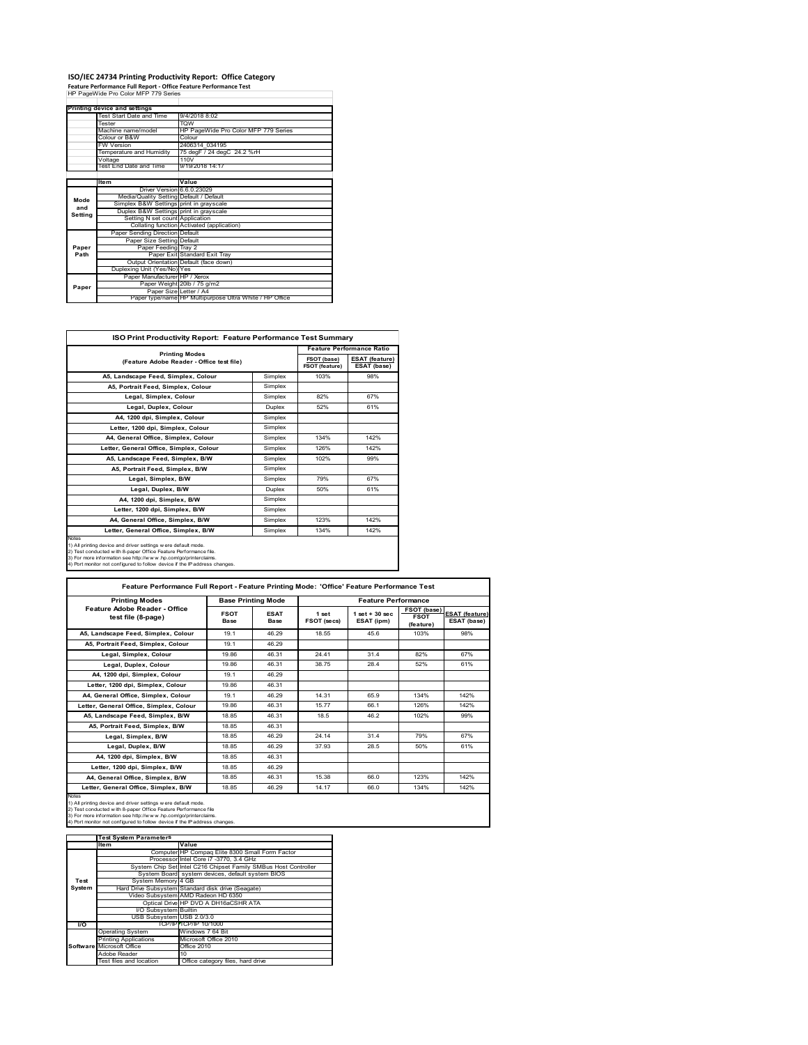# ISO/IEC 24734 Printing Productivity Report: Office Category

**Feature Performance Full Report - Office Feature Performance Test**

HP PageWide Pro Color MFP 779 Series

| Printing device and settings | |
|---|---|
| Test Start Date and Time | 9/4/2018 8:02 |
| Tester | TQW |
| Machine name/model | HP PageWide Pro Color MFP 779 Series |
| Colour or B&W | Colour |
| FW Version | 2406314_034195 |
| Temperature and Humidity | 75 degF / 24 degC 24.2 %rH |
| Voltage | 110V |
| Test End Date and Time | 9/19/2018 14:17 |

| | Item | Value |
|---|---|---|
| Mode and Setting | Driver Version | 6.6.0.23029 |
| | Media/Quality Setting | Default / Default |
| | Simplex B&W Settings | print in grayscale |
| | Duplex B&W Settings | print in grayscale |
| | Setting N set count | Application |
| | Collating function | Activated (application) |
| Paper Path | Paper Sending Direction | Default |
| | Paper Size Setting | Default |
| | Paper Feeding | Tray 2 |
| | Paper Exit | Standard Exit Tray |
| | Output Orientation | Default (face down) |
| | Duplexing Unit (Yes/No) | Yes |
| Paper | Paper Manufacturer | HP / Xerox |
| | Paper Weight | 20lb / 75 g/m2 |
| | Paper Size | Letter / A4 |
| | Paper type/name | HP Multipurpose Ultra White / HP Office |

## ISO Print Productivity Report: Feature Performance Test Summary

| Printing Modes (Feature Adobe Reader - Office test file) | | Feature Performance Ratio FSOT (base) / FSOT (feature) | ESAT (feature) / ESAT (base) |
|---|---|---|---|
| A5, Landscape Feed, Simplex, Colour | Simplex | 103% | 98% |
| A5, Portrait Feed, Simplex, Colour | Simplex | | |
| Legal, Simplex, Colour | Simplex | 82% | 67% |
| Legal, Duplex, Colour | Duplex | 52% | 61% |
| A4, 1200 dpi, Simplex, Colour | Simplex | | |
| Letter, 1200 dpi, Simplex, Colour | Simplex | | |
| A4, General Office, Simplex, Colour | Simplex | 134% | 142% |
| Letter, General Office, Simplex, Colour | Simplex | 126% | 142% |
| A5, Landscape Feed, Simplex, B/W | Simplex | 102% | 99% |
| A5, Portrait Feed, Simplex, B/W | Simplex | | |
| Legal, Simplex, B/W | Simplex | 79% | 67% |
| Legal, Duplex, B/W | Duplex | 50% | 61% |
| A4, 1200 dpi, Simplex, B/W | Simplex | | |
| Letter, 1200 dpi, Simplex, B/W | Simplex | | |
| A4, General Office, Simplex, B/W | Simplex | 123% | 142% |
| Letter, General Office, Simplex, B/W | Simplex | 134% | 142% |

Notes
1) All printing device and driver settings were default mode.
2) Test conducted with 8-paper Office Feature Performance file.
3) For more information see http://www.hp.com/go/printerclaims.
4) Port monitor not configured to follow device if the IP address changes.

## Feature Performance Full Report - Feature Printing Mode: 'Office' Feature Performance Test

| Printing Modes Feature Adobe Reader - Office test file (8-page) | Base Printing Mode FSOT Base | ESAT Base | Feature Performance 1 set FSOT (secs) | 1 set + 30 sec ESAT (ipm) | FSOT (base) / FSOT (feature) | ESAT (feature) / ESAT (base) |
|---|---|---|---|---|---|---|
| A5, Landscape Feed, Simplex, Colour | 19.1 | 46.29 | 18.55 | 45.6 | 103% | 98% |
| A5, Portrait Feed, Simplex, Colour | 19.1 | 46.29 | | | | |
| Legal, Simplex, Colour | 19.86 | 46.31 | 24.41 | 31.4 | 82% | 67% |
| Legal, Duplex, Colour | 19.86 | 46.31 | 38.75 | 28.4 | 52% | 61% |
| A4, 1200 dpi, Simplex, Colour | 19.1 | 46.29 | | | | |
| Letter, 1200 dpi, Simplex, Colour | 19.86 | 46.31 | | | | |
| A4, General Office, Simplex, Colour | 19.1 | 46.29 | 14.31 | 65.9 | 134% | 142% |
| Letter, General Office, Simplex, Colour | 19.86 | 46.31 | 15.77 | 66.1 | 126% | 142% |
| A5, Landscape Feed, Simplex, B/W | 18.85 | 46.31 | 18.5 | 46.2 | 102% | 99% |
| A5, Portrait Feed, Simplex, B/W | 18.85 | 46.31 | | | | |
| Legal, Simplex, B/W | 18.85 | 46.29 | 24.14 | 31.4 | 79% | 67% |
| Legal, Duplex, B/W | 18.85 | 46.29 | 37.93 | 28.5 | 50% | 61% |
| A4, 1200 dpi, Simplex, B/W | 18.85 | 46.31 | | | | |
| Letter, 1200 dpi, Simplex, B/W | 18.85 | 46.29 | | | | |
| A4, General Office, Simplex, B/W | 18.85 | 46.31 | 15.38 | 66.0 | 123% | 142% |
| Letter, General Office, Simplex, B/W | 18.85 | 46.29 | 14.17 | 66.0 | 134% | 142% |

Notes
1) All printing device and driver settings were default mode.
2) Test conducted with 8-paper Office Feature Performance file
3) For more information see http://www.hp.com/go/printerclaims.
4) Port monitor not configured to follow device if the IP address changes.

| | Test System Parameters Item | Value |
|---|---|---|
| Test System | Computer | HP Compaq Elite 8300 Small Form Factor |
| | Processor | Intel Core i7 -3770, 3.4 GHz |
| | System Chip Set | Intel C216 Chipset Family SMBus Host Controller |
| | System Board | system devices, default system BIOS |
| | System Memory | 4 GB |
| | Hard Drive Subsystem | Standard disk drive (Seagate) |
| | Video Subsystem | AMD Radeon HD 6350 |
| | Optical Drive | HP DVD A DH16aCSHR ATA |
| | I/O Subsystem | Builtin |
| | USB Subsystem | USB 2.0/3.0 |
| I/O | TCP/IP | TCP/IP 10/1000 |
| Software | Operating System | Windows 7 64 Bit |
| | Printing Applications | Microsoft Office 2010 |
| | Microsoft Office | Office 2010 |
| | Adobe Reader | 10 |
| | Test files and location | Office category files, hard drive |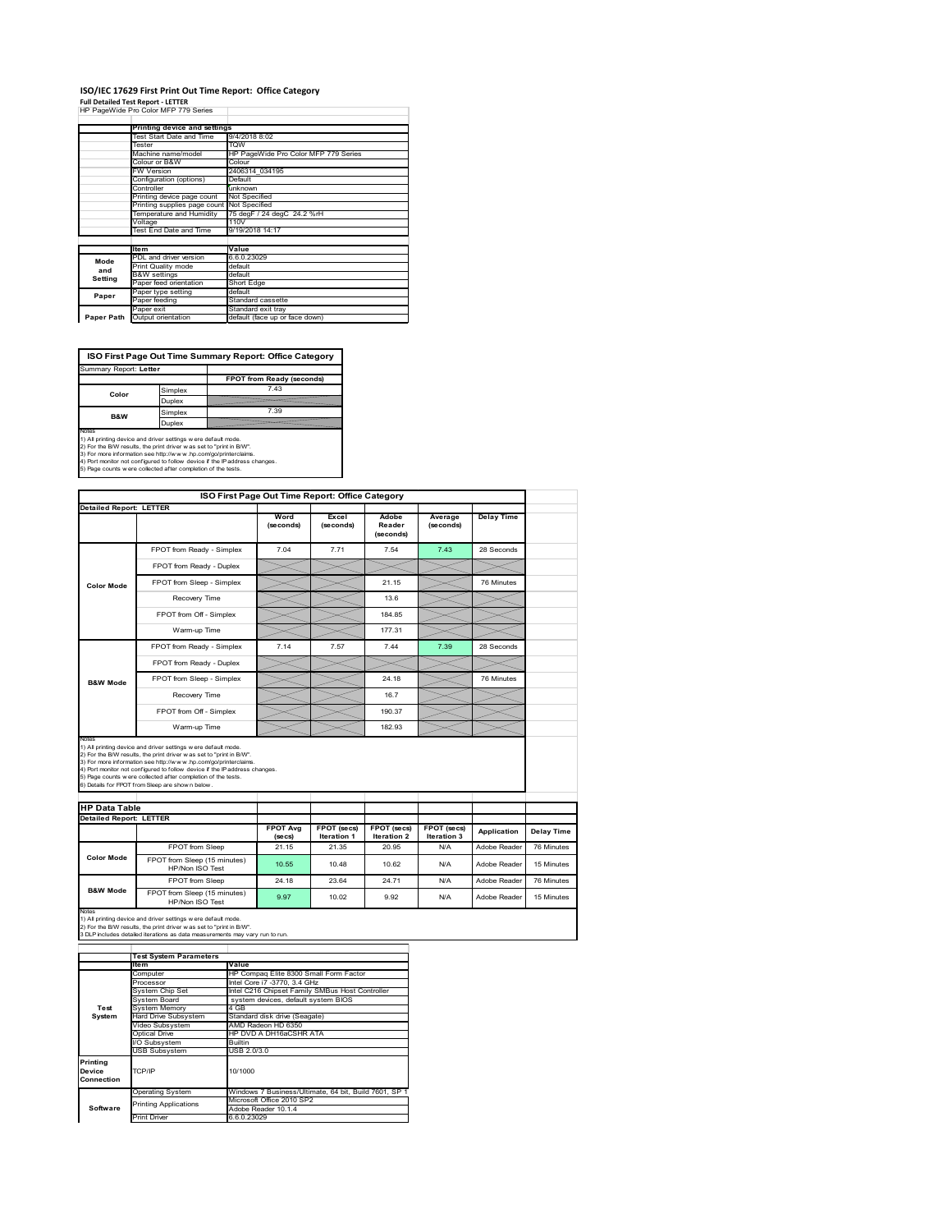# ISO/IEC 17629 First Print Out Time Report: Office Category

**Full Detailed Test Report - LETTER**

HP PageWide Pro Color MFP 779 Series

| | Printing device and settings | |
|---|---|---|
| | Test Start Date and Time | 9/4/2018 8:02 |
| | Tester | TQW |
| | Machine name/model | HP PageWide Pro Color MFP 779 Series |
| | Colour or B&W | Colour |
| | FW Version | 2406314_034195 |
| | Configuration (options) | Default |
| | Controller | unknown |
| | Printing device page count | Not Specified |
| | Printing supplies page count | Not Specified |
| | Temperature and Humidity | 75 degF / 24 degC 24.2 %rH |
| | Voltage | 110V |
| | Test End Date and Time | 9/19/2018 14:17 |

| | Item | Value |
|---|---|---|
| Mode and Setting | PDL and driver version | 6.6.0.23029 |
| | Print Quality mode | default |
| | B&W settings | default |
| | Paper feed orientation | Short Edge |
| Paper | Paper type setting | default |
| | Paper feeding | Standard cassette |
| | Paper exit | Standard exit tray |
| Paper Path | Output orientation | default (face up or face down) |

## ISO First Page Out Time Summary Report: Office Category

Summary Report: **Letter**

| | | FPOT from Ready (seconds) |
|---|---|---|
| Color | Simplex | 7.43 |
| | Duplex | |
| B&W | Simplex | 7.39 |
| | Duplex | |

Notes
1) All printing device and driver settings were default mode.
2) For the B/W results, the print driver was set to "print in B/W".
3) For more information see http://www.hp.com/go/printerclaims.
4) Port monitor not configured to follow device if the IP address changes.
5) Page counts were collected after completion of the tests.

## ISO First Page Out Time Report: Office Category

Detailed Report: LETTER

| | | Word (seconds) | Excel (seconds) | Adobe Reader (seconds) | Average (seconds) | Delay Time |
|---|---|---|---|---|---|---|
| Color Mode | FPOT from Ready - Simplex | 7.04 | 7.71 | 7.54 | 7.43 | 28 Seconds |
| | FPOT from Ready - Duplex | | | | | |
| | FPOT from Sleep - Simplex | | | 21.15 | | 76 Minutes |
| | Recovery Time | | | 13.6 | | |
| | FPOT from Off - Simplex | | | 184.85 | | |
| | Warm-up Time | | | 177.31 | | |
| B&W Mode | FPOT from Ready - Simplex | 7.14 | 7.57 | 7.44 | 7.39 | 28 Seconds |
| | FPOT from Ready - Duplex | | | | | |
| | FPOT from Sleep - Simplex | | | 24.18 | | 76 Minutes |
| | Recovery Time | | | 16.7 | | |
| | FPOT from Off - Simplex | | | 190.37 | | |
| | Warm-up Time | | | 182.93 | | |

Notes
1) All printing device and driver settings were default mode.
2) For the B/W results, the print driver was set to "print in B/W".
3) For more information see http://www.hp.com/go/printerclaims.
4) Port monitor not configured to follow device if the IP address changes.
5) Page counts were collected after completion of the tests.
6) Details for FPOT from Sleep are shown below.

## HP Data Table

Detailed Report: LETTER

| | | FPOT Avg (secs) | FPOT (secs) Iteration 1 | FPOT (secs) Iteration 2 | FPOT (secs) Iteration 3 | Application | Delay Time |
|---|---|---|---|---|---|---|---|
| Color Mode | FPOT from Sleep | 21.15 | 21.35 | 20.95 | N/A | Adobe Reader | 76 Minutes |
| | FPOT from Sleep (15 minutes) HP/Non ISO Test | 10.55 | 10.48 | 10.62 | N/A | Adobe Reader | 15 Minutes |
| B&W Mode | FPOT from Sleep | 24.18 | 23.64 | 24.71 | N/A | Adobe Reader | 76 Minutes |
| | FPOT from Sleep (15 minutes) HP/Non ISO Test | 9.97 | 10.02 | 9.92 | N/A | Adobe Reader | 15 Minutes |

Notes
1) All printing device and driver settings were default mode.
2) For the B/W results, the print driver was set to "print in B/W".
3 DLP includes detailed iterations as data measurements may vary run to run.

| | Test System Parameters | |
|---|---|---|
| | Item | Value |
| Test System | Computer | HP Compaq Elite 8300 Small Form Factor |
| | Processor | Intel Core i7 -3770, 3.4 GHz |
| | System Chip Set | Intel C216 Chipset Family SMBus Host Controller |
| | System Board | system devices, default system BIOS |
| | System Memory | 4 GB |
| | Hard Drive Subsystem | Standard disk drive (Seagate) |
| | Video Subsystem | AMD Radeon HD 6350 |
| | Optical Drive | HP DVD A DH16aCSHR ATA |
| | I/O Subsystem | Builtin |
| | USB Subsystem | USB 2.0/3.0 |
| Printing Device Connection | TCP/IP | 10/1000 |
| Software | Operating System | Windows 7 Business/Ultimate, 64 bit, Build 7601, SP 1 |
| | Printing Applications | Microsoft Office 2010 SP2 |
| | | Adobe Reader 10.1.4 |
| | Print Driver | 6.6.0.23029 |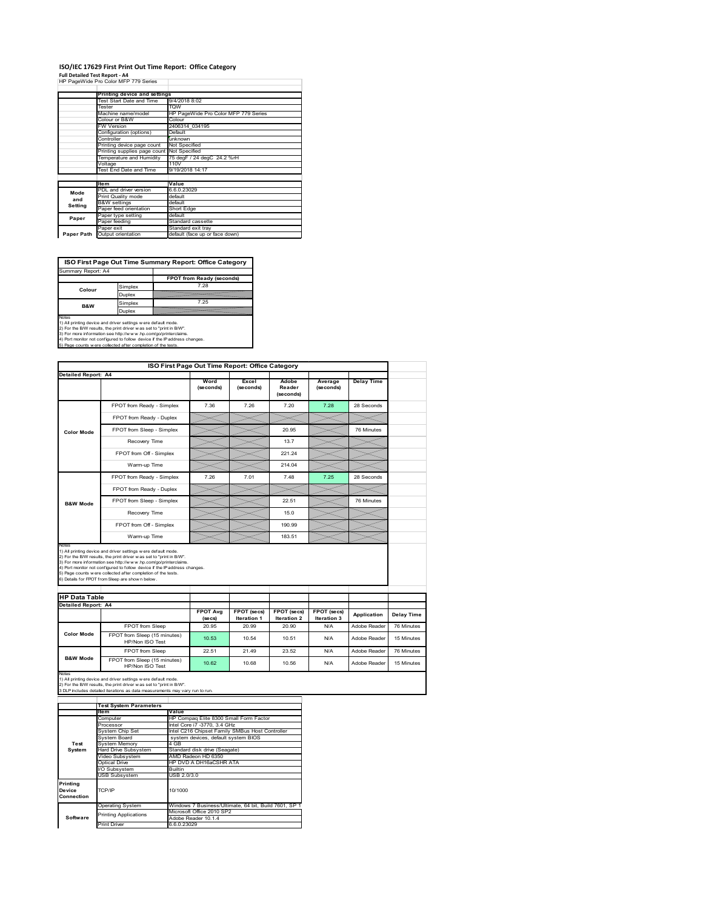# ISO/IEC 17629 First Print Out Time Report: Office Category

**Full Detailed Test Report - A4**

HP PageWide Pro Color MFP 779 Series

| | Printing device and settings | |
|---|---|---|
| | Test Start Date and Time | 9/4/2018 8:02 |
| | Tester | TQW |
| | Machine name/model | HP PageWide Pro Color MFP 779 Series |
| | Colour or B&W | Colour |
| | FW Version | 2406314_034195 |
| | Configuration (options) | Default |
| | Controller | unknown |
| | Printing device page count | Not Specified |
| | Printing supplies page count | Not Specified |
| | Temperature and Humidity | 75 degF / 24 degC 24.2 %rH |
| | Voltage | 110V |
| | Test End Date and Time | 9/19/2018 14:17 |

| | Item | Value |
|---|---|---|
| Mode and Setting | PDL and driver version | 6.6.0.23029 |
| | Print Quality mode | default |
| | B&W settings | default |
| | Paper feed orientation | Short Edge |
| Paper | Paper type setting | default |
| | Paper feeding | Standard cassette |
| | Paper exit | Standard exit tray |
| Paper Path | Output orientation | default (face up or face down) |

## ISO First Page Out Time Summary Report: Office Category

Summary Report: A4

| | | FPOT from Ready (seconds) |
|---|---|---|
| Colour | Simplex | 7.28 |
| | Duplex | |
| B&W | Simplex | 7.25 |
| | Duplex | |

Notes
1) All printing device and driver settings were default mode.
2) For the B/W results, the print driver was set to "print in B/W".
3) For more information see http://www.hp.com/go/printerclaims.
4) Port monitor not configured to follow device if the IP address changes.
5) Page counts were collected after completion of the tests.

## ISO First Page Out Time Report: Office Category

Detailed Report: A4

| | | Word (seconds) | Excel (seconds) | Adobe Reader (seconds) | Average (seconds) | Delay Time |
|---|---|---|---|---|---|---|
| Color Mode | FPOT from Ready - Simplex | 7.36 | 7.26 | 7.20 | 7.28 | 28 Seconds |
| | FPOT from Ready - Duplex | | | | | |
| | FPOT from Sleep - Simplex | | | 20.95 | | 76 Minutes |
| | Recovery Time | | | 13.7 | | |
| | FPOT from Off - Simplex | | | 221.24 | | |
| | Warm-up Time | | | 214.04 | | |
| B&W Mode | FPOT from Ready - Simplex | 7.26 | 7.01 | 7.48 | 7.25 | 28 Seconds |
| | FPOT from Ready - Duplex | | | | | |
| | FPOT from Sleep - Simplex | | | 22.51 | | 76 Minutes |
| | Recovery Time | | | 15.0 | | |
| | FPOT from Off - Simplex | | | 190.99 | | |
| | Warm-up Time | | | 183.51 | | |

Notes
1) All printing device and driver settings were default mode.
2) For the B/W results, the print driver was set to "print in B/W".
3) For more information see http://www.hp.com/go/printerclaims.
4) Port monitor not configured to follow device if the IP address changes.
5) Page counts were collected after completion of the tests.
6) Details for FPOT from Sleep are shown below.

## HP Data Table

Detailed Report: A4

| | | FPOT Avg (secs) | FPOT (secs) Iteration 1 | FPOT (secs) Iteration 2 | FPOT (secs) Iteration 3 | Application | Delay Time |
|---|---|---|---|---|---|---|---|
| Color Mode | FPOT from Sleep | 20.95 | 20.99 | 20.90 | N/A | Adobe Reader | 76 Minutes |
| | FPOT from Sleep (15 minutes) HP/Non ISO Test | 10.53 | 10.54 | 10.51 | N/A | Adobe Reader | 15 Minutes |
| B&W Mode | FPOT from Sleep | 22.51 | 21.49 | 23.52 | N/A | Adobe Reader | 76 Minutes |
| | FPOT from Sleep (15 minutes) HP/Non ISO Test | 10.62 | 10.68 | 10.56 | N/A | Adobe Reader | 15 Minutes |

Notes
1) All printing device and driver settings were default mode.
2) For the B/W results, the print driver was set to "print in B/W".
3 DLP includes detailed iterations as data measurements may vary run to run.

| | Test System Parameters | |
|---|---|---|
| | Item | Value |
| Test System | Computer | HP Compaq Elite 8300 Small Form Factor |
| | Processor | Intel Core i7 -3770, 3.4 GHz |
| | System Chip Set | Intel C216 Chipset Family SMBus Host Controller |
| | System Board | system devices, default system BIOS |
| | System Memory | 4 GB |
| | Hard Drive Subsystem | Standard disk drive (Seagate) |
| | Video Subsystem | AMD Radeon HD 6350 |
| | Optical Drive | HP DVD A DH16aCSHR ATA |
| | I/O Subsystem | Builtin |
| | USB Subsystem | USB 2.0/3.0 |
| Printing Device Connection | TCP/IP | 10/1000 |
| Software | Operating System | Windows 7 Business/Ultimate, 64 bit, Build 7601, SP 1 |
| | Printing Applications | Microsoft Office 2010 SP2 |
| | | Adobe Reader 10.1.4 |
| | Print Driver | 6.6.0.23029 |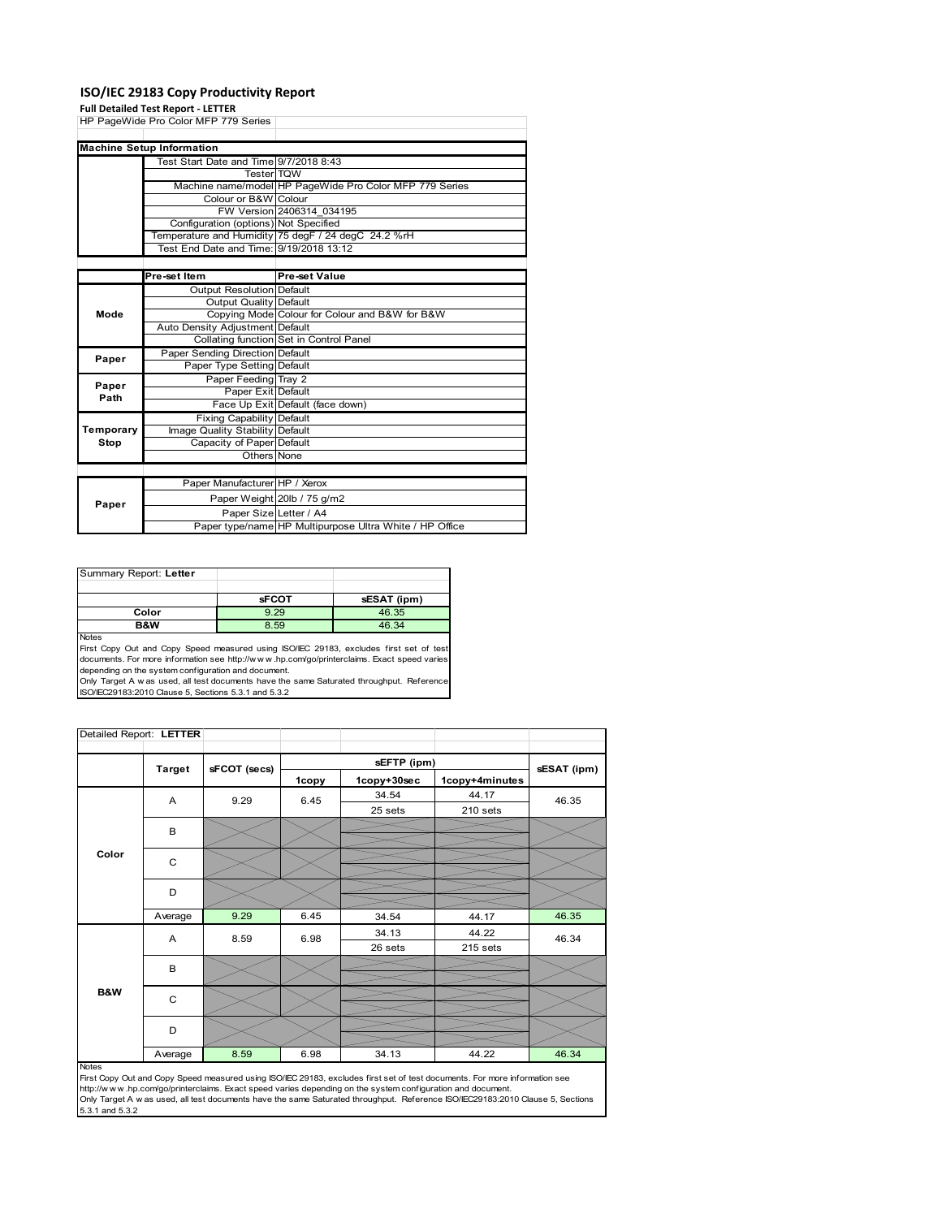# ISO/IEC 29183 Copy Productivity Report

**Full Detailed Test Report - LETTER**

HP PageWide Pro Color MFP 779 Series

| Machine Setup Information | | |
|---|---|---|
| | Test Start Date and Time | 9/7/2018 8:43 |
| | Tester | TQW |
| | Machine name/model | HP PageWide Pro Color MFP 779 Series |
| | Colour or B&W | Colour |
| | FW Version | 2406314_034195 |
| | Configuration (options) | Not Specified |
| | Temperature and Humidity | 75 degF / 24 degC 24.2 %rH |
| | Test End Date and Time: | 9/19/2018 13:12 |
| | **Pre-set Item** | **Pre-set Value** |
| Mode | Output Resolution | Default |
| | Output Quality | Default |
| | Copying Mode | Colour for Colour and B&W for B&W |
| | Auto Density Adjustment | Default |
| | Collating function | Set in Control Panel |
| Paper | Paper Sending Direction | Default |
| | Paper Type Setting | Default |
| Paper Path | Paper Feeding | Tray 2 |
| | Paper Exit | Default |
| | Face Up Exit | Default (face down) |
| Temporary Stop | Fixing Capability | Default |
| | Image Quality Stability | Default |
| | Capacity of Paper | Default |
| | Others | None |
| Paper | Paper Manufacturer | HP / Xerox |
| | Paper Weight | 20lb / 75 g/m2 |
| | Paper Size | Letter / A4 |
| | Paper type/name | HP Multipurpose Ultra White / HP Office |

Summary Report: **Letter**

| | sFCOT | sESAT (ipm) |
|---|---|---|
| Color | 9.29 | 46.35 |
| B&W | 8.59 | 46.34 |

Notes

First Copy Out and Copy Speed measured using ISO/IEC 29183, excludes first set of test documents. For more information see http://www.hp.com/go/printerclaims. Exact speed varies depending on the system configuration and document.

Only Target A was used, all test documents have the same Saturated throughput. Reference ISO/IEC29183:2010 Clause 5, Sections 5.3.1 and 5.3.2

Detailed Report: **LETTER**

| | Target | sFCOT (secs) | sEFTP (ipm) 1copy | sEFTP (ipm) 1copy+30sec | sEFTP (ipm) 1copy+4minutes | sESAT (ipm) |
|---|---|---|---|---|---|---|
| Color | A | 9.29 | 6.45 | 34.54<br>25 sets | 44.17<br>210 sets | 46.35 |
| | B | | | | | |
| | C | | | | | |
| | D | | | | | |
| | Average | 9.29 | 6.45 | 34.54 | 44.17 | 46.35 |
| B&W | A | 8.59 | 6.98 | 34.13<br>26 sets | 44.22<br>215 sets | 46.34 |
| | B | | | | | |
| | C | | | | | |
| | D | | | | | |
| | Average | 8.59 | 6.98 | 34.13 | 44.22 | 46.34 |

Notes

First Copy Out and Copy Speed measured using ISO/IEC 29183, excludes first set of test documents. For more information see http://www.hp.com/go/printerclaims. Exact speed varies depending on the system configuration and document.

Only Target A was used, all test documents have the same Saturated throughput. Reference ISO/IEC29183:2010 Clause 5, Sections 5.3.1 and 5.3.2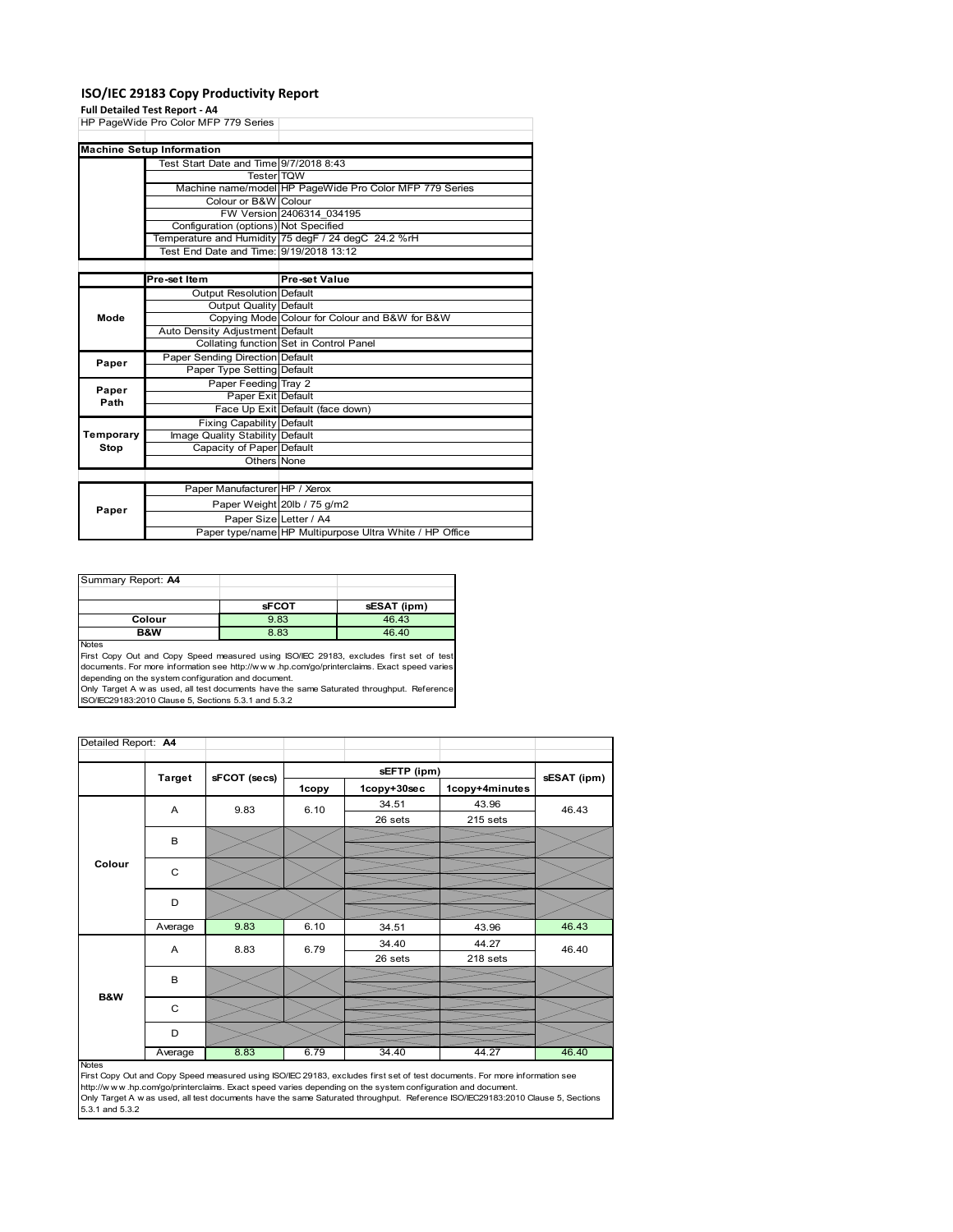# ISO/IEC 29183 Copy Productivity Report

**Full Detailed Test Report - A4**

HP PageWide Pro Color MFP 779 Series

| Machine Setup Information | | |
|---|---|---|
| | Test Start Date and Time | 9/7/2018 8:43 |
| | Tester | TQW |
| | Machine name/model | HP PageWide Pro Color MFP 779 Series |
| | Colour or B&W | Colour |
| | FW Version | 2406314_034195 |
| | Configuration (options) | Not Specified |
| | Temperature and Humidity | 75 degF / 24 degC 24.2 %rH |
| | Test End Date and Time: | 9/19/2018 13:12 |

| | Pre-set Item | Pre-set Value |
|---|---|---|
| Mode | Output Resolution | Default |
| | Output Quality | Default |
| | Copying Mode | Colour for Colour and B&W for B&W |
| | Auto Density Adjustment | Default |
| | Collating function | Set in Control Panel |
| Paper | Paper Sending Direction | Default |
| | Paper Type Setting | Default |
| Paper Path | Paper Feeding | Tray 2 |
| | Paper Exit | Default |
| | Face Up Exit | Default (face down) |
| Temporary Stop | Fixing Capability | Default |
| | Image Quality Stability | Default |
| | Capacity of Paper | Default |
| | Others | None |

| | | |
|---|---|---|
| Paper | Paper Manufacturer | HP / Xerox |
| | Paper Weight | 20lb / 75 g/m2 |
| | Paper Size | Letter / A4 |
| | Paper type/name | HP Multipurpose Ultra White / HP Office |

Summary Report: **A4**

| | sFCOT | sESAT (ipm) |
|---|---|---|
| Colour | 9.83 | 46.43 |
| B&W | 8.83 | 46.40 |

Notes

First Copy Out and Copy Speed measured using ISO/IEC 29183, excludes first set of test documents. For more information see http://www.hp.com/go/printerclaims. Exact speed varies depending on the system configuration and document.

Only Target A was used, all test documents have the same Saturated throughput. Reference ISO/IEC29183:2010 Clause 5, Sections 5.3.1 and 5.3.2

Detailed Report: **A4**

| | Target | sFCOT (secs) | sEFTP (ipm) 1copy | sEFTP (ipm) 1copy+30sec | sEFTP (ipm) 1copy+4minutes | sESAT (ipm) |
|---|---|---|---|---|---|---|
| Colour | A | 9.83 | 6.10 | 34.51<br>26 sets | 43.96<br>215 sets | 46.43 |
| | B | | | | | |
| | C | | | | | |
| | D | | | | | |
| | Average | 9.83 | 6.10 | 34.51 | 43.96 | 46.43 |
| B&W | A | 8.83 | 6.79 | 34.40<br>26 sets | 44.27<br>218 sets | 46.40 |
| | B | | | | | |
| | C | | | | | |
| | D | | | | | |
| | Average | 8.83 | 6.79 | 34.40 | 44.27 | 46.40 |

Notes

First Copy Out and Copy Speed measured using ISO/IEC 29183, excludes first set of test documents. For more information see http://www.hp.com/go/printerclaims. Exact speed varies depending on the system configuration and document.

Only Target A was used, all test documents have the same Saturated throughput. Reference ISO/IEC29183:2010 Clause 5, Sections 5.3.1 and 5.3.2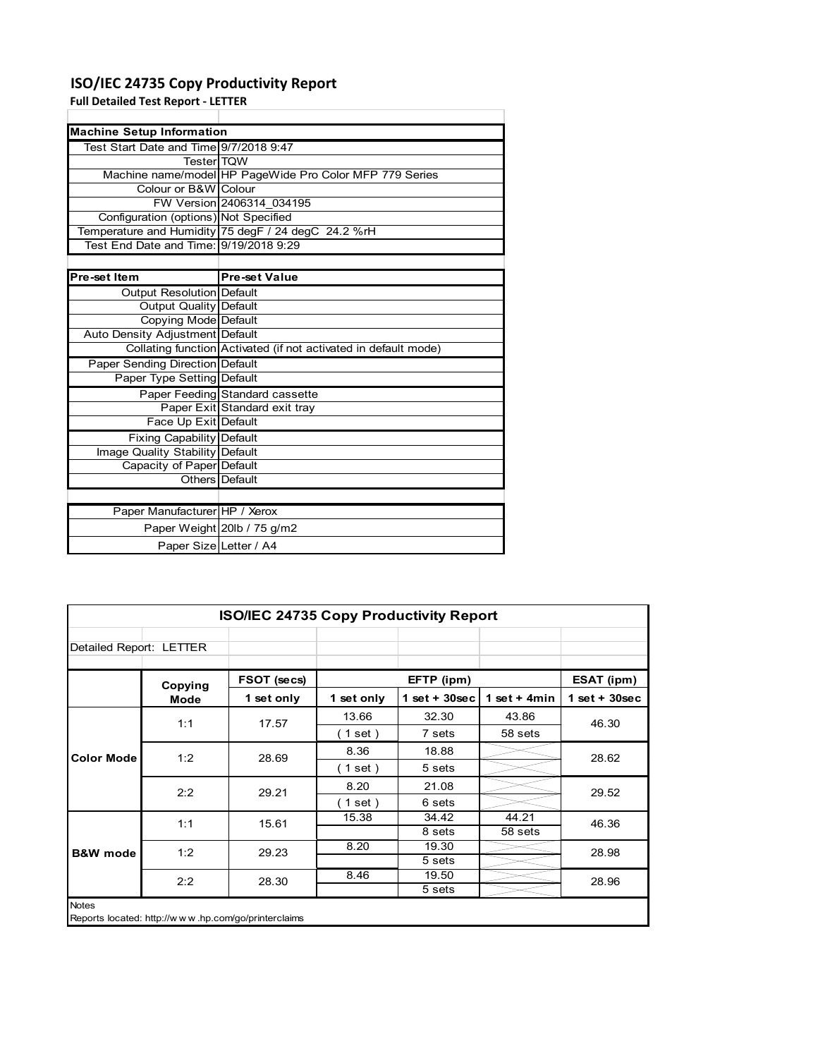# ISO/IEC 24735 Copy Productivity Report

**Full Detailed Test Report - LETTER**

| Machine Setup Information | |
|---|---|
| Test Start Date and Time | 9/7/2018 9:47 |
| Tester | TQW |
| Machine name/model | HP PageWide Pro Color MFP 779 Series |
| Colour or B&W | Colour |
| FW Version | 2406314_034195 |
| Configuration (options) | Not Specified |
| Temperature and Humidity | 75 degF / 24 degC 24.2 %rH |
| Test End Date and Time: | 9/19/2018 9:29 |

| Pre-set Item | Pre-set Value |
|---|---|
| Output Resolution | Default |
| Output Quality | Default |
| Copying Mode | Default |
| Auto Density Adjustment | Default |
| Collating function | Activated (if not activated in default mode) |
| Paper Sending Direction | Default |
| Paper Type Setting | Default |
| Paper Feeding | Standard cassette |
| Paper Exit | Standard exit tray |
| Face Up Exit | Default |
| Fixing Capability | Default |
| Image Quality Stability | Default |
| Capacity of Paper | Default |
| Others | Default |

| | |
|---|---|
| Paper Manufacturer | HP / Xerox |
| Paper Weight | 20lb / 75 g/m2 |
| Paper Size | Letter / A4 |

**ISO/IEC 24735 Copy Productivity Report**

Detailed Report: LETTER

| | Copying Mode | FSOT (secs) | EFTP (ipm) | | | ESAT (ipm) |
|---|---|---|---|---|---|---|
| | | 1 set only | 1 set only | 1 set + 30sec | 1 set + 4min | 1 set + 30sec |
| Color Mode | 1:1 | 17.57 | 13.66 | 32.30 | 43.86 | 46.30 |
| | | | ( 1 set ) | 7 sets | 58 sets | |
| | 1:2 | 28.69 | 8.36 | 18.88 | | 28.62 |
| | | | ( 1 set ) | 5 sets | | |
| | 2:2 | 29.21 | 8.20 | 21.08 | | 29.52 |
| | | | ( 1 set ) | 6 sets | | |
| B&W mode | 1:1 | 15.61 | 15.38 | 34.42 | 44.21 | 46.36 |
| | | | | 8 sets | 58 sets | |
| | 1:2 | 29.23 | 8.20 | 19.30 | | 28.98 |
| | | | | 5 sets | | |
| | 2:2 | 28.30 | 8.46 | 19.50 | | 28.96 |
| | | | | 5 sets | | |

Notes

Reports located: http://w w w .hp.com/go/printerclaims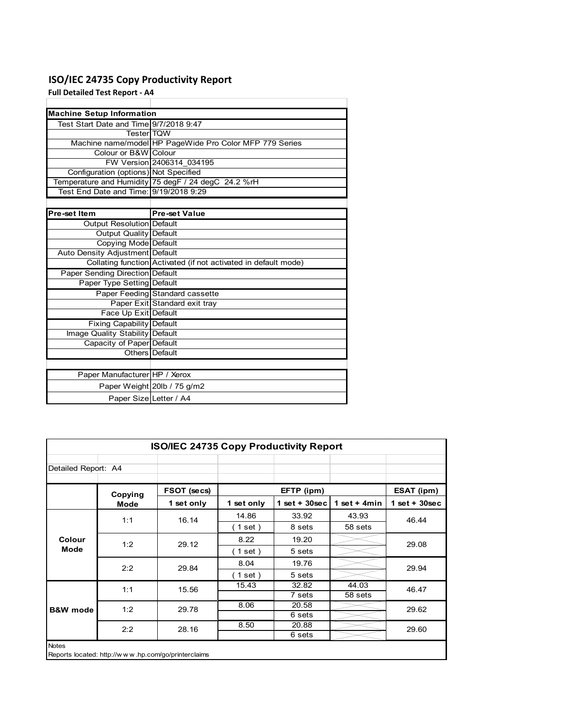# ISO/IEC 24735 Copy Productivity Report

**Full Detailed Test Report - A4**

| Machine Setup Information | |
|---|---|
| Test Start Date and Time | 9/7/2018 9:47 |
| Tester | TQW |
| Machine name/model | HP PageWide Pro Color MFP 779 Series |
| Colour or B&W | Colour |
| FW Version | 2406314_034195 |
| Configuration (options) | Not Specified |
| Temperature and Humidity | 75 degF / 24 degC 24.2 %rH |
| Test End Date and Time: | 9/19/2018 9:29 |

| Pre-set Item | Pre-set Value |
|---|---|
| Output Resolution | Default |
| Output Quality | Default |
| Copying Mode | Default |
| Auto Density Adjustment | Default |
| Collating function | Activated (if not activated in default mode) |
| Paper Sending Direction | Default |
| Paper Type Setting | Default |
| Paper Feeding | Standard cassette |
| Paper Exit | Standard exit tray |
| Face Up Exit | Default |
| Fixing Capability | Default |
| Image Quality Stability | Default |
| Capacity of Paper | Default |
| Others | Default |

| | |
|---|---|
| Paper Manufacturer | HP / Xerox |
| Paper Weight | 20lb / 75 g/m2 |
| Paper Size | Letter / A4 |

## ISO/IEC 24735 Copy Productivity Report

Detailed Report: A4

| | Copying Mode | FSOT (secs) | EFTP (ipm) | | | ESAT (ipm) |
|---|---|---|---|---|---|---|
| | | 1 set only | 1 set only | 1 set + 30sec | 1 set + 4min | 1 set + 30sec |
| Colour Mode | 1:1 | 16.14 | 14.86 | 33.92 | 43.93 | 46.44 |
| | | | ( 1 set ) | 8 sets | 58 sets | |
| | 1:2 | 29.12 | 8.22 | 19.20 | | 29.08 |
| | | | ( 1 set ) | 5 sets | | |
| | 2:2 | 29.84 | 8.04 | 19.76 | | 29.94 |
| | | | ( 1 set ) | 5 sets | | |
| B&W mode | 1:1 | 15.56 | 15.43 | 32.82 | 44.03 | 46.47 |
| | | | | 7 sets | 58 sets | |
| | 1:2 | 29.78 | 8.06 | 20.58 | | 29.62 |
| | | | | 6 sets | | |
| | 2:2 | 28.16 | 8.50 | 20.88 | | 29.60 |
| | | | | 6 sets | | |

Notes

Reports located: http://w w w .hp.com/go/printerclaims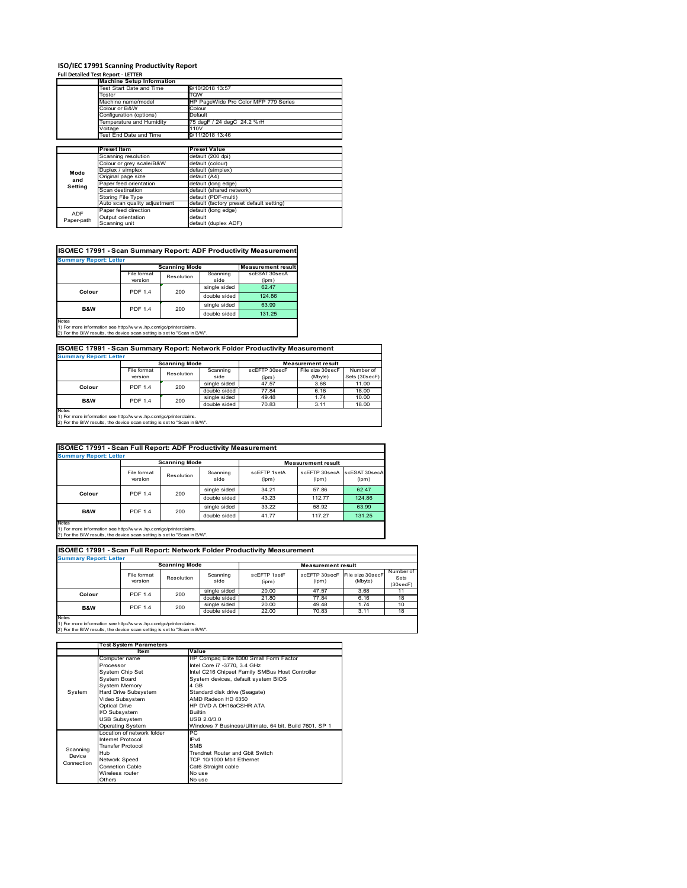# ISO/IEC 17991 Scanning Productivity Report

**Full Detailed Test Report - LETTER**

| | Machine Setup Information | |
|---|---|---|
| | Test Start Date and Time | 9/10/2018 13:57 |
| | Tester | TQW |
| | Machine name/model | HP PageWide Pro Color MFP 779 Series |
| | Colour or B&W | Colour |
| | Configuration (options) | Default |
| | Temperature and Humidity | 75 degF / 24 degC 24.2 %rH |
| | Voltage | 110V |
| | Test End Date and Time | 9/11/2018 13:46 |

| | Preset Item | Preset Value |
|---|---|---|
| Mode and Setting | Scanning resolution | default (200 dpi) |
| | Colour or grey scale/B&W | default (colour) |
| | Duplex / simplex | default (simplex) |
| | Original page size | default (A4) |
| | Paper feed orientation | default (long edge) |
| | Scan destination | default (shared network) |
| | Storing File Type | default (PDF-multi) |
| | Auto scan quality adjustment | default (factory preset default setting) |
| ADF Paper-path | Paper feed direction | default (long edge) |
| | Output orientation | default |
| | Scanning unit | default (duplex ADF) |

## ISO/IEC 17991 - Scan Summary Report: ADF Productivity Measurement

**Summary Report: Letter**

| | Scanning Mode | | | Measurement result |
|---|---|---|---|---|
| | File format version | Resolution | Scanning side | scESAT 30secA (ipm) |
| Colour | PDF 1.4 | 200 | single sided | 62.47 |
| | | | double sided | 124.86 |
| B&W | PDF 1.4 | 200 | single sided | 63.99 |
| | | | double sided | 131.25 |

Notes
1) For more information see http://www.hp.com/go/printerclaims.
2) For the B/W results, the device scan setting is set to "Scan in B/W".

## ISO/IEC 17991 - Scan Summary Report: Network Folder Productivity Measurement

**Summary Report: Letter**

| | Scanning Mode | | | Measurement result | | |
|---|---|---|---|---|---|---|
| | File format version | Resolution | Scanning side | scEFTP 30secF (ipm) | File size 30secF (Mbyte) | Number of Sets (30secF) |
| Colour | PDF 1.4 | 200 | single sided | 47.57 | 3.68 | 11.00 |
| | | | double sided | 77.84 | 6.16 | 18.00 |
| B&W | PDF 1.4 | 200 | single sided | 49.48 | 1.74 | 10.00 |
| | | | double sided | 70.83 | 3.11 | 18.00 |

Notes
1) For more information see http://www.hp.com/go/printerclaims.
2) For the B/W results, the device scan setting is set to "Scan in B/W".

## ISO/IEC 17991 - Scan Full Report: ADF Productivity Measurement

**Summary Report: Letter**

| | Scanning Mode | | | Measurement result | | |
|---|---|---|---|---|---|---|
| | File format version | Resolution | Scanning side | scEFTP 1setA (ipm) | scEFTP 30secA (ipm) | scESAT 30secA (ipm) |
| Colour | PDF 1.4 | 200 | single sided | 34.21 | 57.86 | 62.47 |
| | | | double sided | 43.23 | 112.77 | 124.86 |
| B&W | PDF 1.4 | 200 | single sided | 33.22 | 58.92 | 63.99 |
| | | | double sided | 41.77 | 117.27 | 131.25 |

Notes
1) For more information see http://www.hp.com/go/printerclaims.
2) For the B/W results, the device scan setting is set to "Scan in B/W".

## ISO/IEC 17991 - Scan Full Report: Network Folder Productivity Measurement

**Summary Report: Letter**

| | Scanning Mode | | | Measurement result | | | |
|---|---|---|---|---|---|---|---|
| | File format version | Resolution | Scanning side | scEFTP 1setF (ipm) | scEFTP 30secF (ipm) | File size 30secF (Mbyte) | Number of Sets (30secF) |
| Colour | PDF 1.4 | 200 | single sided | 20.00 | 47.57 | 3.68 | 11 |
| | | | double sided | 21.80 | 77.84 | 6.16 | 18 |
| B&W | PDF 1.4 | 200 | single sided | 20.00 | 49.48 | 1.74 | 10 |
| | | | double sided | 22.00 | 70.83 | 3.11 | 18 |

Notes
1) For more information see http://www.hp.com/go/printerclaims.
2) For the B/W results, the device scan setting is set to "Scan in B/W".

| | Test System Parameters | |
|---|---|---|
| | Item | Value |
| System | Computer name | HP Compaq Elite 8300 Small Form Factor |
| | Processor | Intel Core i7 -3770, 3.4 GHz |
| | System Chip Set | Intel C216 Chipset Family SMBus Host Controller |
| | System Board | System devices, default system BIOS |
| | System Memory | 4 GB |
| | Hard Drive Subsystem | Standard disk drive (Seagate) |
| | Video Subsystem | AMD Radeon HD 6350 |
| | Optical Drive | HP DVD A DH16aCSHR ATA |
| | I/O Subsystem | Builtin |
| | USB Subsystem | USB 2.0/3.0 |
| | Operating System | Windows 7 Business/Ultimate, 64 bit, Build 7601, SP 1 |
| Scanning Device Connection | Location of network folder | PC |
| | Internet Protocol | IPv4 |
| | Transfer Protocol | SMB |
| | Hub | Trendnet Router and Gbit Switch |
| | Network Speed | TCP 10/1000 Mbit Ethernet |
| | Connetion Cable | Cat6 Straight cable |
| | Wireless router | No use |
| | Others | No use |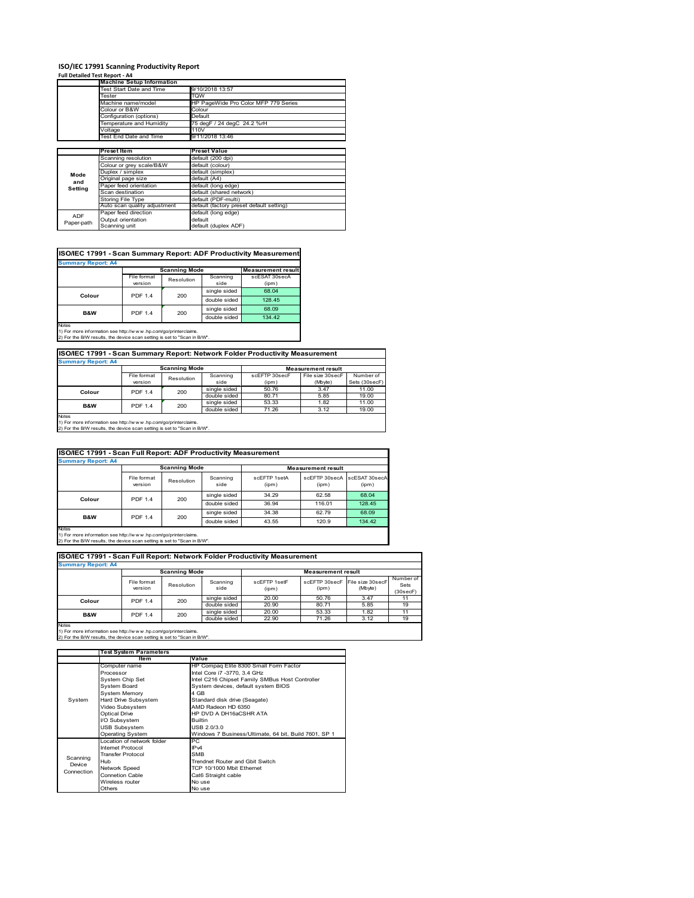## ISO/IEC 17991 Scanning Productivity Report

**Full Detailed Test Report - A4**

| | Machine Setup Information | |
|---|---|---|
| | Test Start Date and Time | 9/10/2018 13:57 |
| | Tester | TQW |
| | Machine name/model | HP PageWide Pro Color MFP 779 Series |
| | Colour or B&W | Colour |
| | Configuration (options) | Default |
| | Temperature and Humidity | 75 degF / 24 degC 24.2 %rH |
| | Voltage | 110V |
| | Test End Date and Time | 9/11/2018 13:46 |

| | Preset Item | Preset Value |
|---|---|---|
| Mode and Setting | Scanning resolution | default (200 dpi) |
| | Colour or grey scale/B&W | default (colour) |
| | Duplex / simplex | default (simplex) |
| | Original page size | default (A4) |
| | Paper feed orientation | default (long edge) |
| | Scan destination | default (shared network) |
| | Storing File Type | default (PDF-multi) |
| | Auto scan quality adjustment | default (factory preset default setting) |
| ADF Paper-path | Paper feed direction | default (long edge) |
| | Output orientation | default |
| | Scanning unit | default (duplex ADF) |

### ISO/IEC 17991 - Scan Summary Report: ADF Productivity Measurement

**Summary Report: A4**

| | Scanning Mode | | | Measurement result |
|---|---|---|---|---|
| | File format version | Resolution | Scanning side | scESAT 30secA (ipm) |
| Colour | PDF 1.4 | 200 | single sided | 68.04 |
| | | | double sided | 128.45 |
| B&W | PDF 1.4 | 200 | single sided | 68.09 |
| | | | double sided | 134.42 |

Notes
1) For more information see http://www.hp.com/go/printerclaims.
2) For the B/W results, the device scan setting is set to "Scan in B/W".

### ISO/IEC 17991 - Scan Summary Report: Network Folder Productivity Measurement

**Summary Report: A4**

| | Scanning Mode | | | Measurement result | | |
|---|---|---|---|---|---|---|
| | File format version | Resolution | Scanning side | scEFTP 30secF (ipm) | File size 30secF (Mbyte) | Number of Sets (30secF) |
| Colour | PDF 1.4 | 200 | single sided | 50.76 | 3.47 | 11.00 |
| | | | double sided | 80.71 | 5.85 | 19.00 |
| B&W | PDF 1.4 | 200 | single sided | 53.33 | 1.82 | 11.00 |
| | | | double sided | 71.26 | 3.12 | 19.00 |

Notes
1) For more information see http://www.hp.com/go/printerclaims.
2) For the B/W results, the device scan setting is set to "Scan in B/W".

### ISO/IEC 17991 - Scan Full Report: ADF Productivity Measurement

**Summary Report: A4**

| | Scanning Mode | | | Measurement result | | |
|---|---|---|---|---|---|---|
| | File format version | Resolution | Scanning side | scEFTP 1setA (ipm) | scEFTP 30secA (ipm) | scESAT 30secA (ipm) |
| Colour | PDF 1.4 | 200 | single sided | 34.29 | 62.58 | 68.04 |
| | | | double sided | 36.94 | 116.01 | 128.45 |
| B&W | PDF 1.4 | 200 | single sided | 34.38 | 62.79 | 68.09 |
| | | | double sided | 43.55 | 120.9 | 134.42 |

Notes
1) For more information see http://www.hp.com/go/printerclaims.
2) For the B/W results, the device scan setting is set to "Scan in B/W".

### ISO/IEC 17991 - Scan Full Report: Network Folder Productivity Measurement

**Summary Report: A4**

| | Scanning Mode | | | Measurement result | | | |
|---|---|---|---|---|---|---|---|
| | File format version | Resolution | Scanning side | scEFTP 1setF (ipm) | scEFTP 30secF (ipm) | File size 30secF (Mbyte) | Number of Sets (30secF) |
| Colour | PDF 1.4 | 200 | single sided | 20.00 | 50.76 | 3.47 | 11 |
| | | | double sided | 20.90 | 80.71 | 5.85 | 19 |
| B&W | PDF 1.4 | 200 | single sided | 20.00 | 53.33 | 1.82 | 11 |
| | | | double sided | 22.90 | 71.26 | 3.12 | 19 |

Notes
1) For more information see http://www.hp.com/go/printerclaims.
2) For the B/W results, the device scan setting is set to "Scan in B/W".

| | Test System Parameters | |
|---|---|---|
| | Item | Value |
| System | Computer name | HP Compaq Elite 8300 Small Form Factor |
| | Processor | Intel Core i7 -3770, 3.4 GHz |
| | System Chip Set | Intel C216 Chipset Family SMBus Host Controller |
| | System Board | System devices, default system BIOS |
| | System Memory | 4 GB |
| | Hard Drive Subsystem | Standard disk drive (Seagate) |
| | Video Subsystem | AMD Radeon HD 6350 |
| | Optical Drive | HP DVD A DH16aCSHR ATA |
| | I/O Subsystem | Builtin |
| | USB Subsystem | USB 2.0/3.0 |
| | Operating System | Windows 7 Business/Ultimate, 64 bit, Build 7601, SP 1 |
| Scanning Device Connection | Location of network folder | PC |
| | Internet Protocol | IPv4 |
| | Transfer Protocol | SMB |
| | Hub | Trendnet Router and Gbit Switch |
| | Network Speed | TCP 10/1000 Mbit Ethernet |
| | Connetion Cable | Cat6 Straight cable |
| | Wireless router | No use |
| | Others | No use |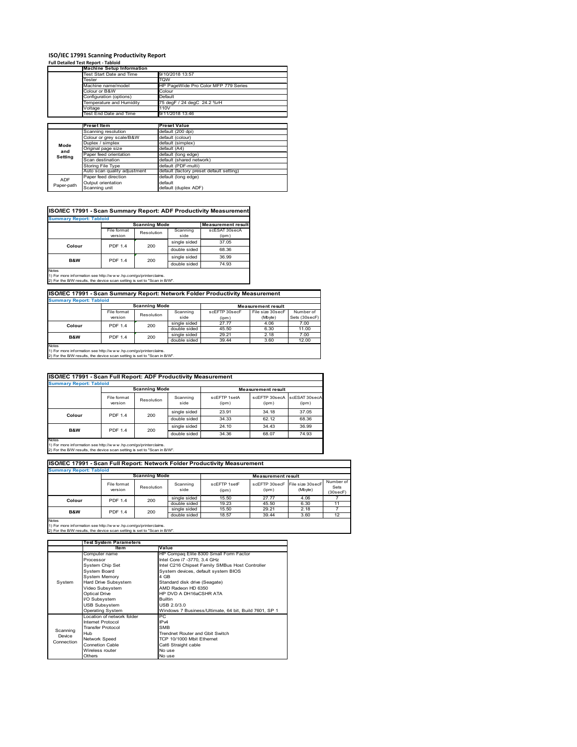# ISO/IEC 17991 Scanning Productivity Report

**Full Detailed Test Report - Tabloid**

| | Machine Setup Information | |
|---|---|---|
| | Test Start Date and Time | 9/10/2018 13:57 |
| | Tester | TQW |
| | Machine name/model | HP PageWide Pro Color MFP 779 Series |
| | Colour or B&W | Colour |
| | Configuration (options) | Default |
| | Temperature and Humidity | 75 degF / 24 degC 24.2 %rH |
| | Voltage | 110V |
| | Test End Date and Time | 9/11/2018 13:46 |

| | Preset Item | Preset Value |
|---|---|---|
| Mode and Setting | Scanning resolution | default (200 dpi) |
| | Colour or grey scale/B&W | default (colour) |
| | Duplex / simplex | default (simplex) |
| | Original page size | default (A4) |
| | Paper feed orientation | default (long edge) |
| | Scan destination | default (shared network) |
| | Storing File Type | default (PDF-multi) |
| | Auto scan quality adjustment | default (factory preset default setting) |
| ADF Paper-path | Paper feed direction | default (long edge) |
| | Output orientation | default |
| | Scanning unit | default (duplex ADF) |

## ISO/IEC 17991 - Scan Summary Report: ADF Productivity Measurement

**Summary Report: Tabloid**

| | Scanning Mode | | | Measurement result |
|---|---|---|---|---|
| | File format version | Resolution | Scanning side | scESAT 30secA (ipm) |
| Colour | PDF 1.4 | 200 | single sided | 37.05 |
| | | | double sided | 68.36 |
| B&W | PDF 1.4 | 200 | single sided | 36.99 |
| | | | double sided | 74.93 |

Notes
1) For more information see http://www.hp.com/go/printerclaims.
2) For the B/W results, the device scan setting is set to "Scan in B/W".

## ISO/IEC 17991 - Scan Summary Report: Network Folder Productivity Measurement

**Summary Report: Tabloid**

| | Scanning Mode | | | Measurement result | | |
|---|---|---|---|---|---|---|
| | File format version | Resolution | Scanning side | scEFTP 30secF (ipm) | File size 30secF (Mbyte) | Number of Sets (30secF) |
| Colour | PDF 1.4 | 200 | single sided | 27.77 | 4.06 | 7.00 |
| | | | double sided | 45.50 | 6.30 | 11.00 |
| B&W | PDF 1.4 | 200 | single sided | 29.21 | 2.18 | 7.00 |
| | | | double sided | 39.44 | 3.60 | 12.00 |

Notes
1) For more information see http://www.hp.com/go/printerclaims.
2) For the B/W results, the device scan setting is set to "Scan in B/W".

## ISO/IEC 17991 - Scan Full Report: ADF Productivity Measurement

**Summary Report: Tabloid**

| | Scanning Mode | | | Measurement result | | |
|---|---|---|---|---|---|---|
| | File format version | Resolution | Scanning side | scEFTP 1setA (ipm) | scEFTP 30secA (ipm) | scESAT 30secA (ipm) |
| Colour | PDF 1.4 | 200 | single sided | 23.91 | 34.18 | 37.05 |
| | | | double sided | 34.33 | 62.12 | 68.36 |
| B&W | PDF 1.4 | 200 | single sided | 24.10 | 34.43 | 36.99 |
| | | | double sided | 34.36 | 68.07 | 74.93 |

Notes
1) For more information see http://www.hp.com/go/printerclaims.
2) For the B/W results, the device scan setting is set to "Scan in B/W".

## ISO/IEC 17991 - Scan Full Report: Network Folder Productivity Measurement

**Summary Report: Tabloid**

| | Scanning Mode | | | Measurement result | | | |
|---|---|---|---|---|---|---|---|
| | File format version | Resolution | Scanning side | scEFTP 1setF (ipm) | scEFTP 30secF (ipm) | File size 30secF (Mbyte) | Number of Sets (30secF) |
| Colour | PDF 1.4 | 200 | single sided | 15.50 | 27.77 | 4.06 | 7 |
| | | | double sided | 19.23 | 45.50 | 6.30 | 11 |
| B&W | PDF 1.4 | 200 | single sided | 15.50 | 29.21 | 2.18 | 7 |
| | | | double sided | 18.57 | 39.44 | 3.60 | 12 |

Notes
1) For more information see http://www.hp.com/go/printerclaims.
2) For the B/W results, the device scan setting is set to "Scan in B/W".

| | Test System Parameters | |
|---|---|---|
| | Item | Value |
| System | Computer name | HP Compaq Elite 8300 Small Form Factor |
| | Processor | Intel Core i7 -3770, 3.4 GHz |
| | System Chip Set | Intel C216 Chipset Family SMBus Host Controller |
| | System Board | System devices, default system BIOS |
| | System Memory | 4 GB |
| | Hard Drive Subsystem | Standard disk drive (Seagate) |
| | Video Subsystem | AMD Radeon HD 6350 |
| | Optical Drive | HP DVD A DH16aCSHR ATA |
| | I/O Subsystem | Builtin |
| | USB Subsystem | USB 2.0/3.0 |
| | Operating System | Windows 7 Business/Ultimate, 64 bit, Build 7601, SP 1 |
| Scanning Device Connection | Location of network folder | PC |
| | Internet Protocol | IPv4 |
| | Transfer Protocol | SMB |
| | Hub | Trendnet Router and Gbit Switch |
| | Network Speed | TCP 10/1000 Mbit Ethernet |
| | Connetion Cable | Cat6 Straight cable |
| | Wireless router | No use |
| | Others | No use |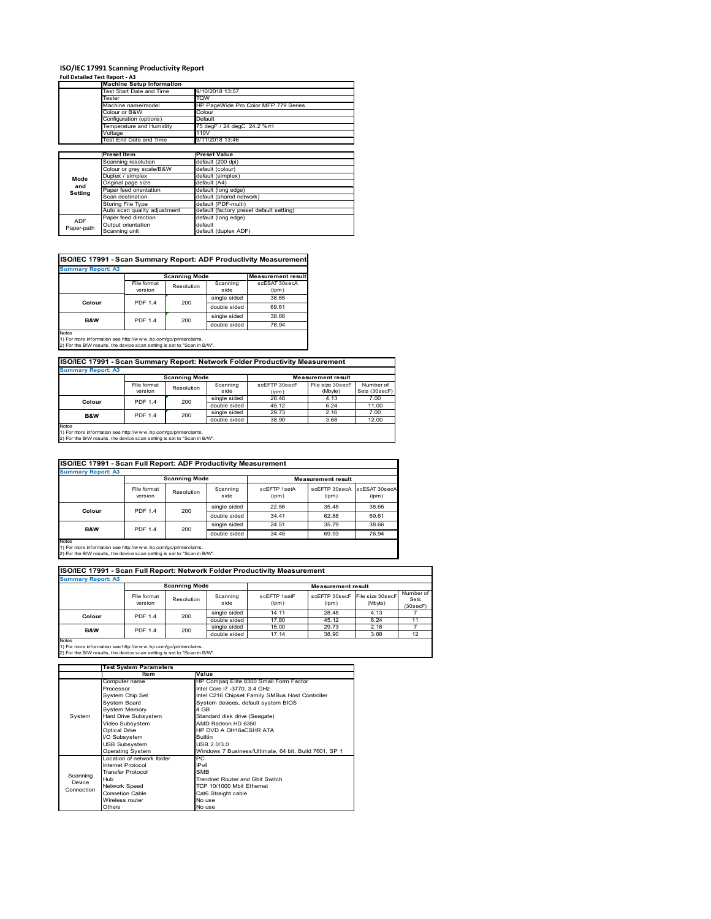# ISO/IEC 17991 Scanning Productivity Report

**Full Detailed Test Report - A3**

| | Machine Setup Information | |
|---|---|---|
| | Test Start Date and Time | 9/10/2018 13:57 |
| | Tester | TQW |
| | Machine name/model | HP PageWide Pro Color MFP 779 Series |
| | Colour or B&W | Colour |
| | Configuration (options) | Default |
| | Temperature and Humidity | 75 degF / 24 degC 24.2 %rH |
| | Voltage | 110V |
| | Test End Date and Time | 9/11/2018 13:46 |

| | Preset Item | Preset Value |
|---|---|---|
| Mode and Setting | Scanning resolution | default (200 dpi) |
| | Colour or grey scale/B&W | default (colour) |
| | Duplex / simplex | default (simplex) |
| | Original page size | default (A4) |
| | Paper feed orientation | default (long edge) |
| | Scan destination | default (shared network) |
| | Storing File Type | default (PDF-multi) |
| | Auto scan quality adjustment | default (factory preset default setting) |
| ADF Paper-path | Paper feed direction | default (long edge) |
| | Output orientation | default |
| | Scanning unit | default (duplex ADF) |

## ISO/IEC 17991 - Scan Summary Report: ADF Productivity Measurement

**Summary Report: A3**

| | Scanning Mode | | | Measurement result |
|---|---|---|---|---|
| | File format version | Resolution | Scanning side | scESAT 30secA (ipm) |
| Colour | PDF 1.4 | 200 | single sided | 38.65 |
| | | | double sided | 69.61 |
| B&W | PDF 1.4 | 200 | single sided | 38.66 |
| | | | double sided | 76.94 |

Notes
1) For more information see http://www.hp.com/go/printerclaims.
2) For the B/W results, the device scan setting is set to "Scan in B/W".

## ISO/IEC 17991 - Scan Summary Report: Network Folder Productivity Measurement

**Summary Report: A3**

| | Scanning Mode | | | Measurement result | | |
|---|---|---|---|---|---|---|
| | File format version | Resolution | Scanning side | scEFTP 30secF (ipm) | File size 30secF (Mbyte) | Number of Sets (30secF) |
| Colour | PDF 1.4 | 200 | single sided | 28.48 | 4.13 | 7.00 |
| | | | double sided | 45.12 | 6.24 | 11.00 |
| B&W | PDF 1.4 | 200 | single sided | 29.73 | 2.16 | 7.00 |
| | | | double sided | 38.90 | 3.68 | 12.00 |

Notes
1) For more information see http://www.hp.com/go/printerclaims.
2) For the B/W results, the device scan setting is set to "Scan in B/W".

## ISO/IEC 17991 - Scan Full Report: ADF Productivity Measurement

**Summary Report: A3**

| | Scanning Mode | | | Measurement result | | |
|---|---|---|---|---|---|---|
| | File format version | Resolution | Scanning side | scEFTP 1setA (ipm) | scEFTP 30secA (ipm) | scESAT 30secA (ipm) |
| Colour | PDF 1.4 | 200 | single sided | 22.56 | 35.48 | 38.65 |
| | | | double sided | 34.41 | 62.88 | 69.61 |
| B&W | PDF 1.4 | 200 | single sided | 24.51 | 35.79 | 38.66 |
| | | | double sided | 34.45 | 69.93 | 76.94 |

Notes
1) For more information see http://www.hp.com/go/printerclaims.
2) For the B/W results, the device scan setting is set to "Scan in B/W".

## ISO/IEC 17991 - Scan Full Report: Network Folder Productivity Measurement

**Summary Report: A3**

| | Scanning Mode | | | Measurement result | | | |
|---|---|---|---|---|---|---|---|
| | File format version | Resolution | Scanning side | scEFTP 1setF (ipm) | scEFTP 30secF (ipm) | File size 30secF (Mbyte) | Number of Sets (30secF) |
| Colour | PDF 1.4 | 200 | single sided | 14.11 | 28.48 | 4.13 | 7 |
| | | | double sided | 17.80 | 45.12 | 6.24 | 11 |
| B&W | PDF 1.4 | 200 | single sided | 15.00 | 29.73 | 2.16 | 7 |
| | | | double sided | 17.14 | 38.90 | 3.68 | 12 |

Notes
1) For more information see http://www.hp.com/go/printerclaims.
2) For the B/W results, the device scan setting is set to "Scan in B/W".

| | Test System Parameters | |
|---|---|---|
| | Item | Value |
| System | Computer name | HP Compaq Elite 8300 Small Form Factor |
| | Processor | Intel Core i7 -3770, 3.4 GHz |
| | System Chip Set | Intel C216 Chipset Family SMBus Host Controller |
| | System Board | System devices, default system BIOS |
| | System Memory | 4 GB |
| | Hard Drive Subsystem | Standard disk drive (Seagate) |
| | Video Subsystem | AMD Radeon HD 6350 |
| | Optical Drive | HP DVD A DH16aCSHR ATA |
| | I/O Subsystem | Builtin |
| | USB Subsystem | USB 2.0/3.0 |
| | Operating System | Windows 7 Business/Ultimate, 64 bit, Build 7601, SP 1 |
| Scanning Device Connection | Location of network folder | PC |
| | Internet Protocol | IPv4 |
| | Transfer Protocol | SMB |
| | Hub | Trendnet Router and Gbit Switch |
| | Network Speed | TCP 10/1000 Mbit Ethernet |
| | Connetion Cable | Cat6 Straight cable |
| | Wireless router | No use |
| | Others | No use |